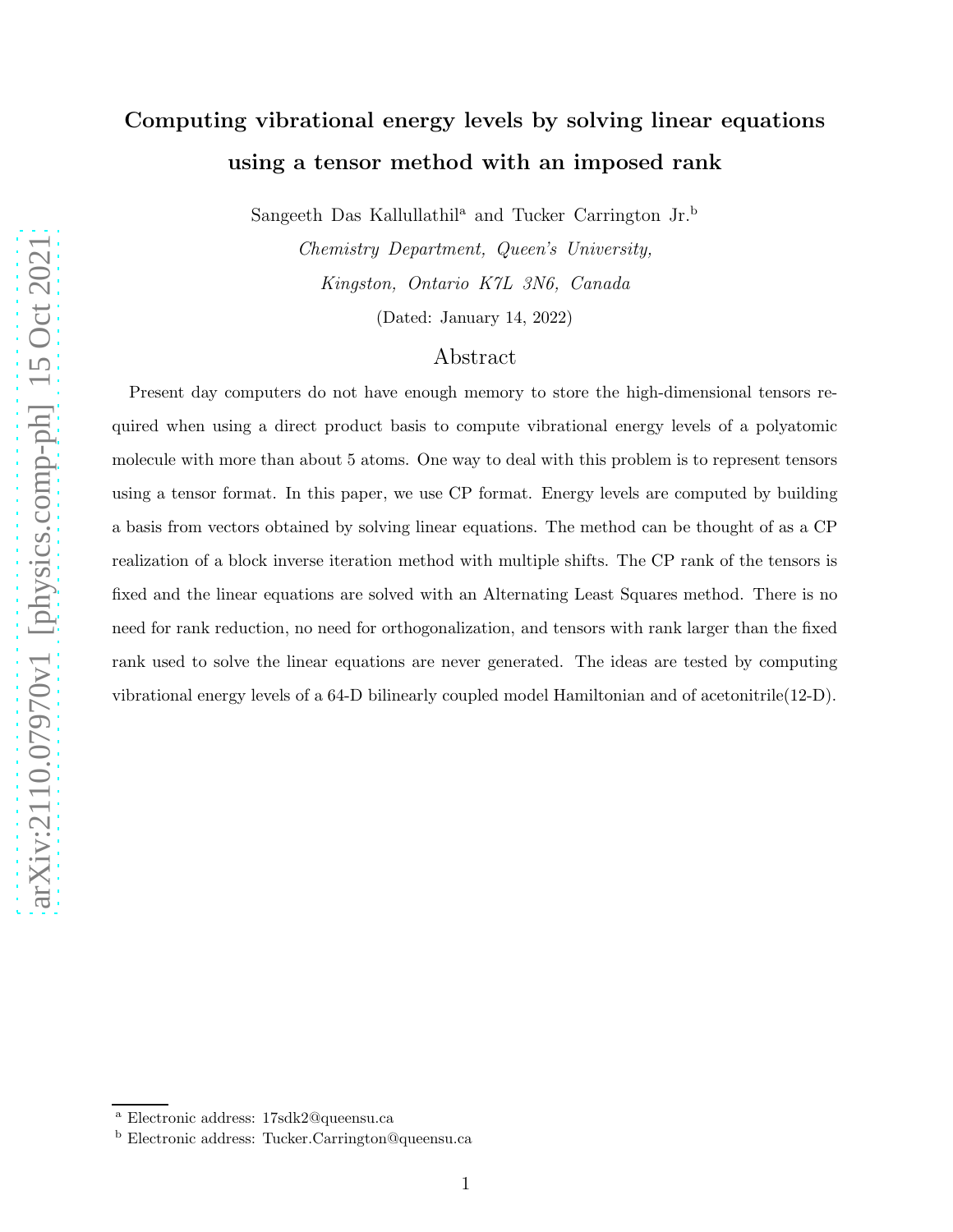# Computing vibrational energy levels by solving linear equations using a tensor method with an imposed rank

Sangeeth Das Kallullathil[a] and Tucker Carrington Jr.[b]

*Chemistry Department, Queen's University,*

*Kingston, Ontario K7L 3N6, Canada*

(Dated: January 14, 2022)

## Abstract

Present day computers do not have enough memory to store the high-dimensional tensors required when using a direct product basis to compute vibrational energy levels of a polyatomic molecule with more than about 5 atoms. One way to deal with this problem is to represent tensors using a tensor format. In this paper, we use CP format. Energy levels are computed by building a basis from vectors obtained by solving linear equations. The method can be thought of as a CP realization of a block inverse iteration method with multiple shifts. The CP rank of the tensors is fixed and the linear equations are solved with an Alternating Least Squares method. There is no need for rank reduction, no need for orthogonalization, and tensors with rank larger than the fixed rank used to solve the linear equations are never generated. The ideas are tested by computing vibrational energy levels of a 64-D bilinearly coupled model Hamiltonian and of acetonitrile(12-D).

---

[a] Electronic address: 17sdk2@queensu.ca

[b] Electronic address: Tucker.Carrington@queensu.ca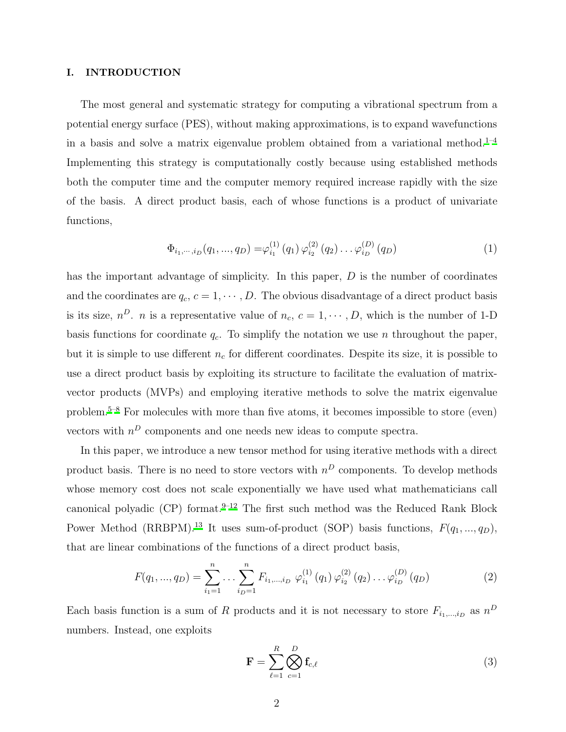## I. INTRODUCTION

The most general and systematic strategy for computing a vibrational spectrum from a potential energy surface (PES), without making approximations, is to expand wavefunctions in a basis and solve a matrix eigenvalue problem obtained from a variational method.[1–4] Implementing this strategy is computationally costly because using established methods both the computer time and the computer memory required increase rapidly with the size of the basis. A direct product basis, each of whose functions is a product of univariate functions,

$$\Phi_{i_1,\cdots,i_D}(q_1,...,q_D) = \varphi^{(1)}_{i_1}(q_1)\,\varphi^{(2)}_{i_2}(q_2)\ldots\varphi^{(D)}_{i_D}(q_D) \tag{1}$$

has the important advantage of simplicity. In this paper, $D$ is the number of coordinates and the coordinates are $q_c$, $c = 1, \cdots, D$. The obvious disadvantage of a direct product basis is its size, $n^D$. $n$ is a representative value of $n_c$, $c = 1, \cdots, D$, which is the number of 1-D basis functions for coordinate $q_c$. To simplify the notation we use $n$ throughout the paper, but it is simple to use different $n_c$ for different coordinates. Despite its size, it is possible to use a direct product basis by exploiting its structure to facilitate the evaluation of matrix-vector products (MVPs) and employing iterative methods to solve the matrix eigenvalue problem.[5–8] For molecules with more than five atoms, it becomes impossible to store (even) vectors with $n^D$ components and one needs new ideas to compute spectra.

In this paper, we introduce a new tensor method for using iterative methods with a direct product basis. There is no need to store vectors with $n^D$ components. To develop methods whose memory cost does not scale exponentially we have used what mathematicians call canonical polyadic (CP) format.[9–12] The first such method was the Reduced Rank Block Power Method (RRBPM).[13] It uses sum-of-product (SOP) basis functions, $F(q_1, ..., q_D)$, that are linear combinations of the functions of a direct product basis,

$$F(q_1,...,q_D) = \sum_{i_1=1}^{n}\ldots\sum_{i_D=1}^{n} F_{i_1,...,i_D}\;\varphi^{(1)}_{i_1}(q_1)\,\varphi^{(2)}_{i_2}(q_2)\ldots\varphi^{(D)}_{i_D}(q_D) \tag{2}$$

Each basis function is a sum of $R$ products and it is not necessary to store $F_{i_1,...,i_D}$ as $n^D$ numbers. Instead, one exploits

$$\mathbf{F} = \sum_{\ell=1}^{R}\bigotimes_{c=1}^{D}\mathbf{f}_{c,\ell} \tag{3}$$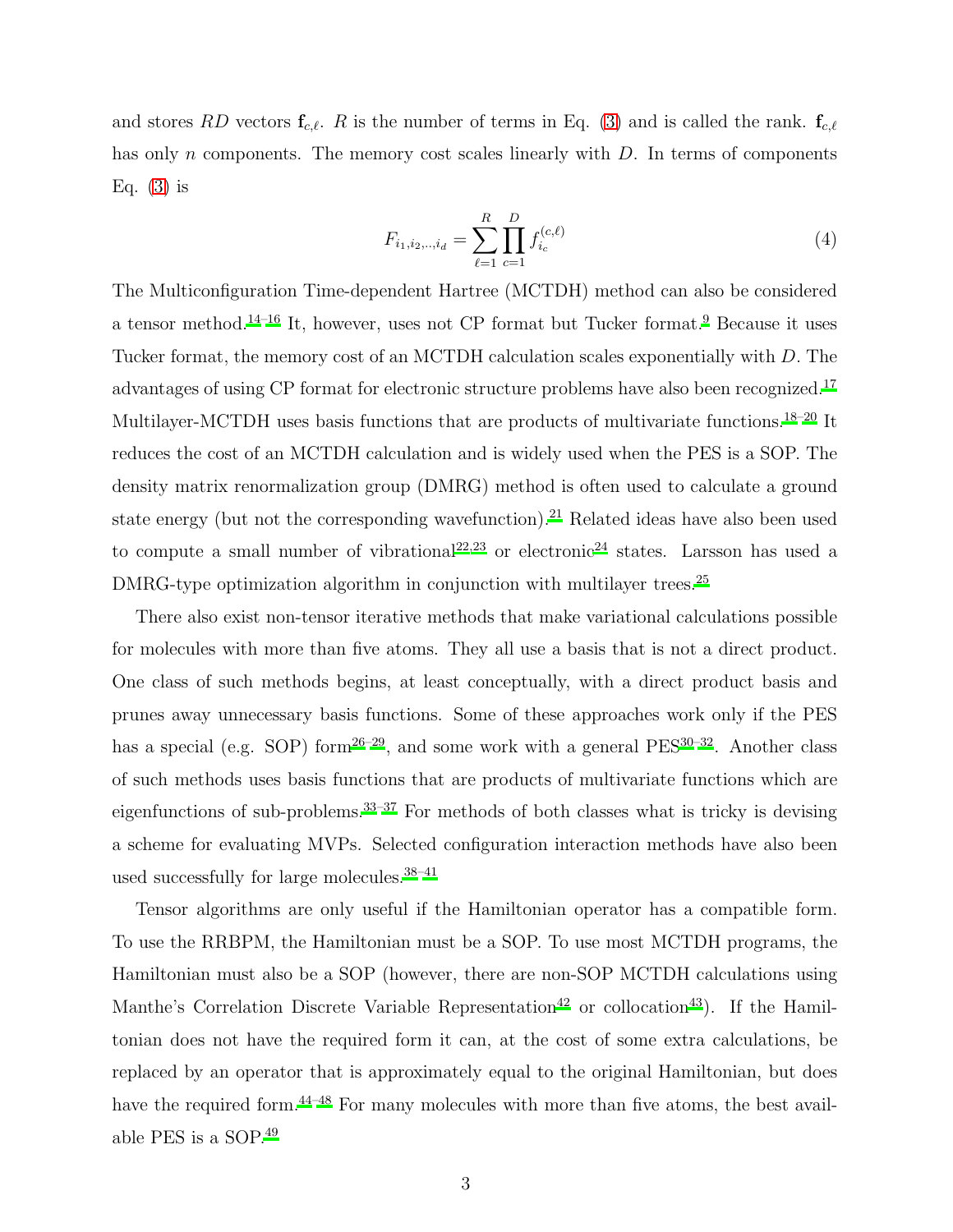and stores $RD$ vectors $\mathbf{f}_{c,\ell}$. $R$ is the number of terms in Eq. (3) and is called the rank. $\mathbf{f}_{c,\ell}$ has only $n$ components. The memory cost scales linearly with $D$. In terms of components Eq. (3) is

$$F_{i_1,i_2,..,i_d} = \sum_{\ell=1}^{R} \prod_{c=1}^{D} f_{i_c}^{(c,\ell)} \tag{4}$$

The Multiconfiguration Time-dependent Hartree (MCTDH) method can also be considered a tensor method.[14–16] It, however, uses not CP format but Tucker format.[9] Because it uses Tucker format, the memory cost of an MCTDH calculation scales exponentially with $D$. The advantages of using CP format for electronic structure problems have also been recognized.[17] Multilayer-MCTDH uses basis functions that are products of multivariate functions.[18–20] It reduces the cost of an MCTDH calculation and is widely used when the PES is a SOP. The density matrix renormalization group (DMRG) method is often used to calculate a ground state energy (but not the corresponding wavefunction).[21] Related ideas have also been used to compute a small number of vibrational[22,23] or electronic[24] states. Larsson has used a DMRG-type optimization algorithm in conjunction with multilayer trees.[25]

There also exist non-tensor iterative methods that make variational calculations possible for molecules with more than five atoms. They all use a basis that is not a direct product. One class of such methods begins, at least conceptually, with a direct product basis and prunes away unnecessary basis functions. Some of these approaches work only if the PES has a special (e.g. SOP) form[26–29], and some work with a general PES[30–32]. Another class of such methods uses basis functions that are products of multivariate functions which are eigenfunctions of sub-problems.[33–37] For methods of both classes what is tricky is devising a scheme for evaluating MVPs. Selected configuration interaction methods have also been used successfully for large molecules.[38–41]

Tensor algorithms are only useful if the Hamiltonian operator has a compatible form. To use the RRBPM, the Hamiltonian must be a SOP. To use most MCTDH programs, the Hamiltonian must also be a SOP (however, there are non-SOP MCTDH calculations using Manthe's Correlation Discrete Variable Representation[42] or collocation[43]). If the Hamiltonian does not have the required form it can, at the cost of some extra calculations, be replaced by an operator that is approximately equal to the original Hamiltonian, but does have the required form.[44–48] For many molecules with more than five atoms, the best available PES is a SOP.[49]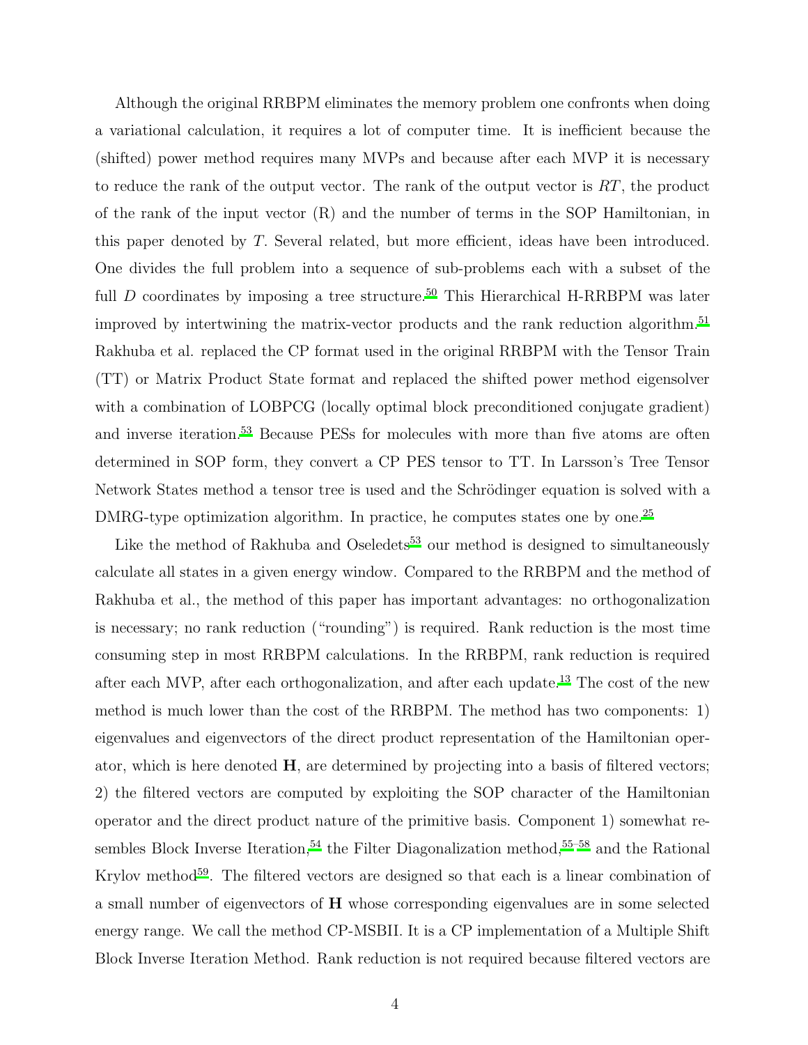Although the original RRBPM eliminates the memory problem one confronts when doing a variational calculation, it requires a lot of computer time. It is inefficient because the (shifted) power method requires many MVPs and because after each MVP it is necessary to reduce the rank of the output vector. The rank of the output vector is $RT$, the product of the rank of the input vector (R) and the number of terms in the SOP Hamiltonian, in this paper denoted by $T$. Several related, but more efficient, ideas have been introduced. One divides the full problem into a sequence of sub-problems each with a subset of the full $D$ coordinates by imposing a tree structure.[50] This Hierarchical H-RRBPM was later improved by intertwining the matrix-vector products and the rank reduction algorithm.[51] Rakhuba et al. replaced the CP format used in the original RRBPM with the Tensor Train (TT) or Matrix Product State format and replaced the shifted power method eigensolver with a combination of LOBPCG (locally optimal block preconditioned conjugate gradient) and inverse iteration.[53] Because PESs for molecules with more than five atoms are often determined in SOP form, they convert a CP PES tensor to TT. In Larsson's Tree Tensor Network States method a tensor tree is used and the Schrödinger equation is solved with a DMRG-type optimization algorithm. In practice, he computes states one by one.[25]

Like the method of Rakhuba and Oseledets[53] our method is designed to simultaneously calculate all states in a given energy window. Compared to the RRBPM and the method of Rakhuba et al., the method of this paper has important advantages: no orthogonalization is necessary; no rank reduction ("rounding") is required. Rank reduction is the most time consuming step in most RRBPM calculations. In the RRBPM, rank reduction is required after each MVP, after each orthogonalization, and after each update.[13] The cost of the new method is much lower than the cost of the RRBPM. The method has two components: 1) eigenvalues and eigenvectors of the direct product representation of the Hamiltonian operator, which is here denoted $\mathbf{H}$, are determined by projecting into a basis of filtered vectors; 2) the filtered vectors are computed by exploiting the SOP character of the Hamiltonian operator and the direct product nature of the primitive basis. Component 1) somewhat resembles Block Inverse Iteration,[54] the Filter Diagonalization method,[55–58] and the Rational Krylov method[59]. The filtered vectors are designed so that each is a linear combination of a small number of eigenvectors of $\mathbf{H}$ whose corresponding eigenvalues are in some selected energy range. We call the method CP-MSBII. It is a CP implementation of a Multiple Shift Block Inverse Iteration Method. Rank reduction is not required because filtered vectors are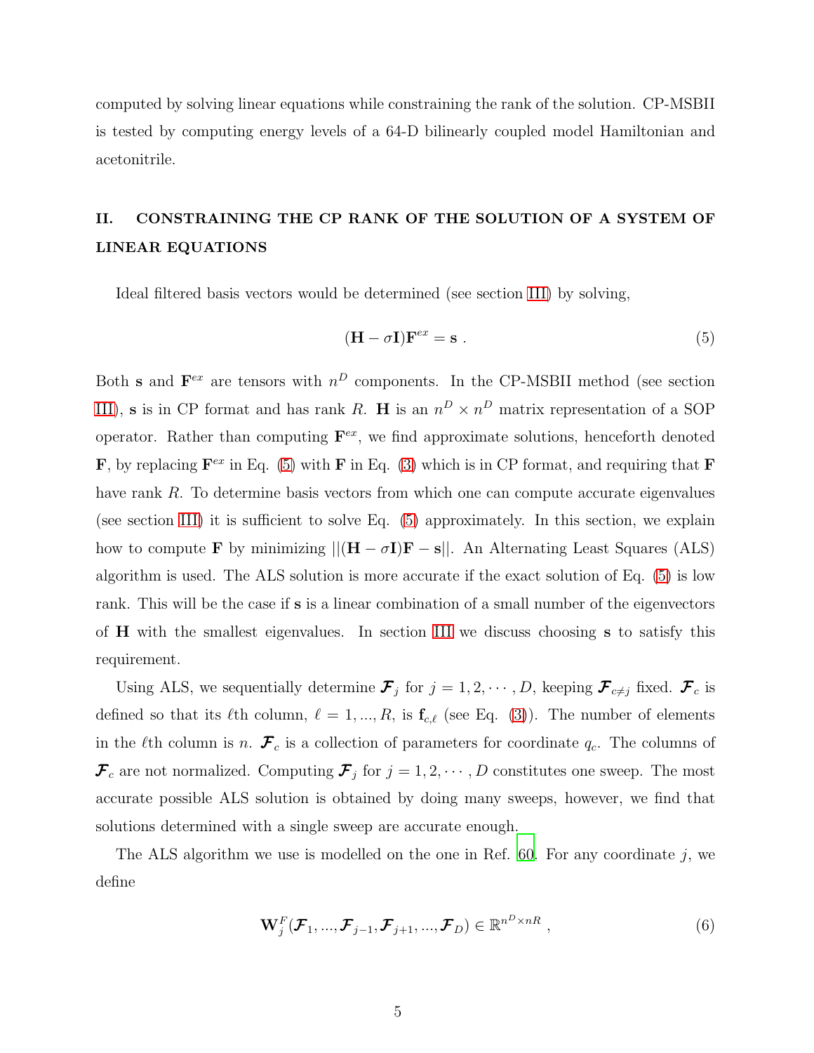computed by solving linear equations while constraining the rank of the solution. CP-MSBII is tested by computing energy levels of a 64-D bilinearly coupled model Hamiltonian and acetonitrile.

## II. CONSTRAINING THE CP RANK OF THE SOLUTION OF A SYSTEM OF LINEAR EQUATIONS

Ideal filtered basis vectors would be determined (see section III) by solving,

$$(\mathbf{H} - \sigma \mathbf{I})\mathbf{F}^{ex} = \mathbf{s} \ . \tag{5}$$

Both $\mathbf{s}$ and $\mathbf{F}^{ex}$ are tensors with $n^D$ components. In the CP-MSBII method (see section III), $\mathbf{s}$ is in CP format and has rank $R$. $\mathbf{H}$ is an $n^D \times n^D$ matrix representation of a SOP operator. Rather than computing $\mathbf{F}^{ex}$, we find approximate solutions, henceforth denoted $\mathbf{F}$, by replacing $\mathbf{F}^{ex}$ in Eq. (5) with $\mathbf{F}$ in Eq. (3) which is in CP format, and requiring that $\mathbf{F}$ have rank $R$. To determine basis vectors from which one can compute accurate eigenvalues (see section III) it is sufficient to solve Eq. (5) approximately. In this section, we explain how to compute $\mathbf{F}$ by minimizing $||(\mathbf{H} - \sigma \mathbf{I})\mathbf{F} - \mathbf{s}||$. An Alternating Least Squares (ALS) algorithm is used. The ALS solution is more accurate if the exact solution of Eq. (5) is low rank. This will be the case if $\mathbf{s}$ is a linear combination of a small number of the eigenvectors of $\mathbf{H}$ with the smallest eigenvalues. In section III we discuss choosing $\mathbf{s}$ to satisfy this requirement.

Using ALS, we sequentially determine $\boldsymbol{\mathcal{F}}_j$ for $j = 1, 2, \cdots, D$, keeping $\boldsymbol{\mathcal{F}}_{c \neq j}$ fixed. $\boldsymbol{\mathcal{F}}_c$ is defined so that its $\ell$th column, $\ell = 1, ..., R$, is $\mathbf{f}_{c,\ell}$ (see Eq. (3)). The number of elements in the $\ell$th column is $n$. $\boldsymbol{\mathcal{F}}_c$ is a collection of parameters for coordinate $q_c$. The columns of $\boldsymbol{\mathcal{F}}_c$ are not normalized. Computing $\boldsymbol{\mathcal{F}}_j$ for $j = 1, 2, \cdots, D$ constitutes one sweep. The most accurate possible ALS solution is obtained by doing many sweeps, however, we find that solutions determined with a single sweep are accurate enough.

The ALS algorithm we use is modelled on the one in Ref. 60. For any coordinate $j$, we define

$$\mathbf{W}_j^F(\boldsymbol{\mathcal{F}}_1, ..., \boldsymbol{\mathcal{F}}_{j-1}, \boldsymbol{\mathcal{F}}_{j+1}, ..., \boldsymbol{\mathcal{F}}_D) \in \mathbb{R}^{n^D \times nR} \ , \tag{6}$$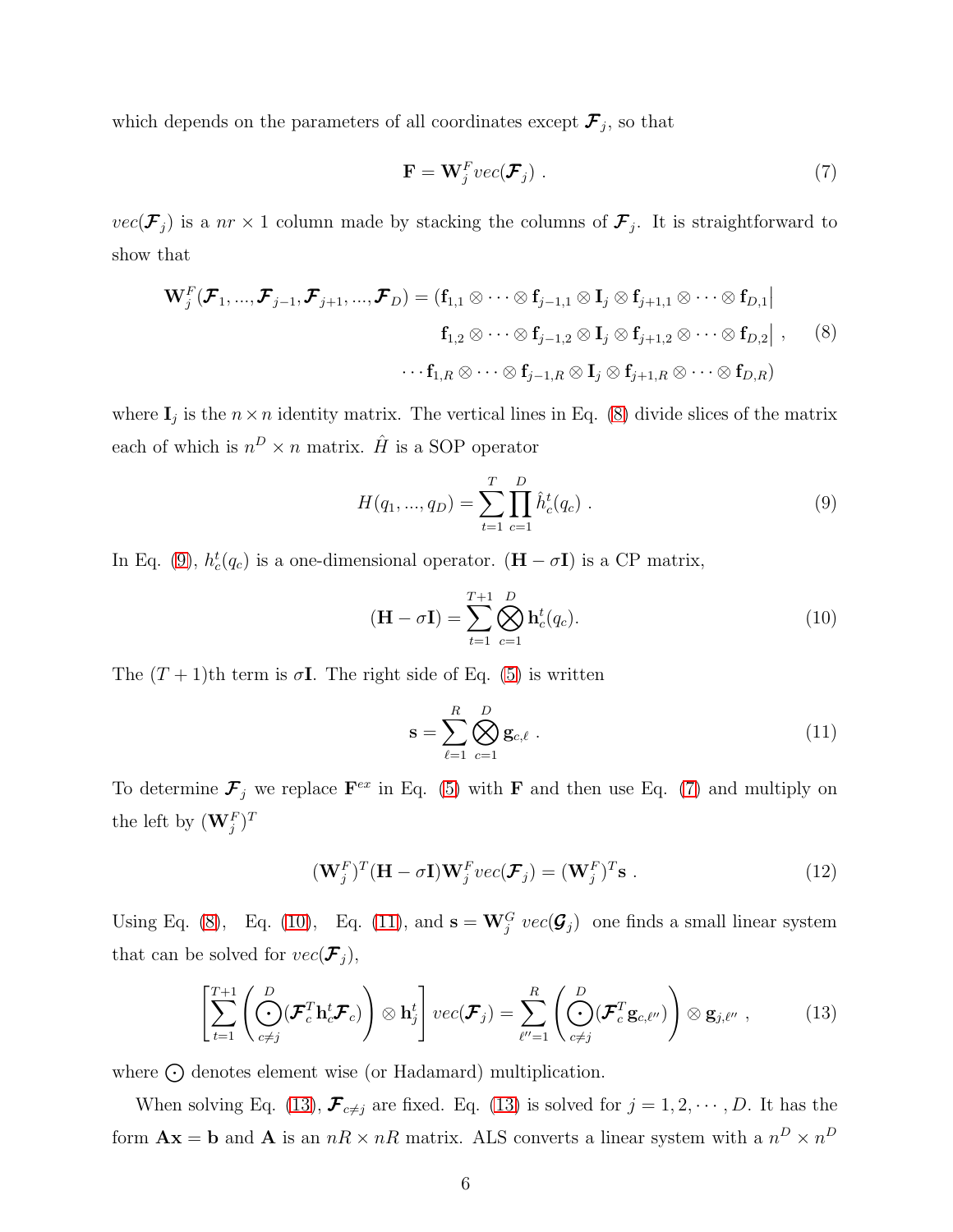which depends on the parameters of all coordinates except $\boldsymbol{\mathcal{F}}_j$, so that

$$\mathbf{F} = \mathbf{W}_j^F vec(\boldsymbol{\mathcal{F}}_j) \; . \tag{7}$$

$vec(\boldsymbol{\mathcal{F}}_j)$ is a $nr \times 1$ column made by stacking the columns of $\boldsymbol{\mathcal{F}}_j$. It is straightforward to show that

$$\begin{aligned}
\mathbf{W}_j^F(\boldsymbol{\mathcal{F}}_1, ..., \boldsymbol{\mathcal{F}}_{j-1}, \boldsymbol{\mathcal{F}}_{j+1}, ..., \boldsymbol{\mathcal{F}}_D) = (&\mathbf{f}_{1,1} \otimes \cdots \otimes \mathbf{f}_{j-1,1} \otimes \mathbf{I}_j \otimes \mathbf{f}_{j+1,1} \otimes \cdots \otimes \mathbf{f}_{D,1} \big| \\
&\mathbf{f}_{1,2} \otimes \cdots \otimes \mathbf{f}_{j-1,2} \otimes \mathbf{I}_j \otimes \mathbf{f}_{j+1,2} \otimes \cdots \otimes \mathbf{f}_{D,2} \big| \; , \\
&\cdots \mathbf{f}_{1,R} \otimes \cdots \otimes \mathbf{f}_{j-1,R} \otimes \mathbf{I}_j \otimes \mathbf{f}_{j+1,R} \otimes \cdots \otimes \mathbf{f}_{D,R})
\end{aligned} \tag{8}$$

where $\mathbf{I}_j$ is the $n \times n$ identity matrix. The vertical lines in Eq. (8) divide slices of the matrix each of which is $n^D \times n$ matrix. $\hat{H}$ is a SOP operator

$$H(q_1, ..., q_D) = \sum_{t=1}^{T} \prod_{c=1}^{D} \hat{h}_c^t(q_c) \; . \tag{9}$$

In Eq. (9), $h_c^t(q_c)$ is a one-dimensional operator. $(\mathbf{H} - \sigma\mathbf{I})$ is a CP matrix,

$$(\mathbf{H} - \sigma\mathbf{I}) = \sum_{t=1}^{T+1} \bigotimes_{c=1}^{D} \mathbf{h}_c^t(q_c). \tag{10}$$

The $(T+1)$th term is $\sigma\mathbf{I}$. The right side of Eq. (5) is written

$$\mathbf{s} = \sum_{\ell=1}^{R} \bigotimes_{c=1}^{D} \mathbf{g}_{c,\ell} \; . \tag{11}$$

To determine $\boldsymbol{\mathcal{F}}_j$ we replace $\mathbf{F}^{ex}$ in Eq. (5) with $\mathbf{F}$ and then use Eq. (7) and multiply on the left by $(\mathbf{W}_j^F)^T$

$$(\mathbf{W}_j^F)^T(\mathbf{H} - \sigma\mathbf{I})\mathbf{W}_j^F vec(\boldsymbol{\mathcal{F}}_j) = (\mathbf{W}_j^F)^T\mathbf{s} \; . \tag{12}$$

Using Eq. (8), Eq. (10), Eq. (11), and $\mathbf{s} = \mathbf{W}_j^G \; vec(\boldsymbol{\mathcal{G}}_j)$ one finds a small linear system that can be solved for $vec(\boldsymbol{\mathcal{F}}_j)$,

$$\left[\sum_{t=1}^{T+1} \left( \bigodot_{c \neq j}^{D} (\boldsymbol{\mathcal{F}}_c^T \mathbf{h}_c^t \boldsymbol{\mathcal{F}}_c) \right) \otimes \mathbf{h}_j^t \right] vec(\boldsymbol{\mathcal{F}}_j) = \sum_{\ell''=1}^{R} \left( \bigodot_{c \neq j}^{D} (\boldsymbol{\mathcal{F}}_c^T \mathbf{g}_{c,\ell''}) \right) \otimes \mathbf{g}_{j,\ell''} \; , \tag{13}$$

where $\bigodot$ denotes element wise (or Hadamard) multiplication.

When solving Eq. (13), $\boldsymbol{\mathcal{F}}_{c \neq j}$ are fixed. Eq. (13) is solved for $j = 1, 2, \cdots, D$. It has the form $\mathbf{Ax} = \mathbf{b}$ and $\mathbf{A}$ is an $nR \times nR$ matrix. ALS converts a linear system with a $n^D \times n^D$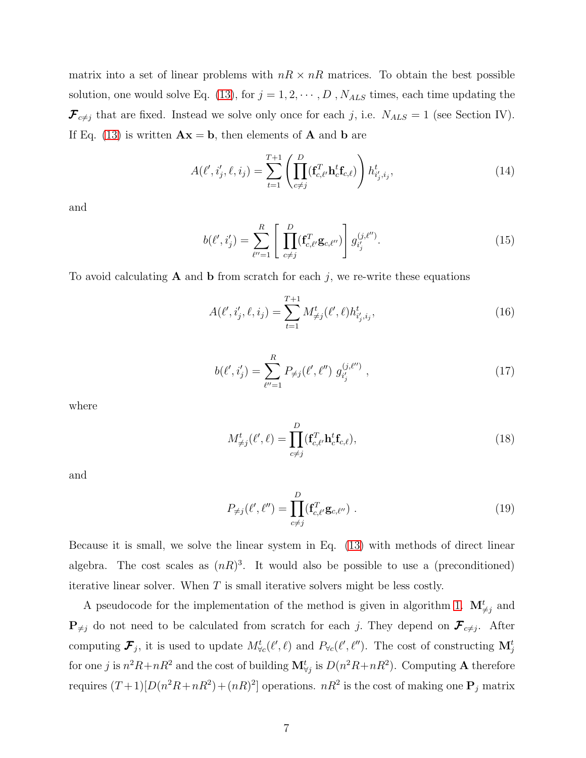matrix into a set of linear problems with $nR \times nR$ matrices. To obtain the best possible solution, one would solve Eq. (13), for $j = 1, 2, \cdots, D$ , $N_{ALS}$ times, each time updating the $\boldsymbol{\mathcal{F}}_{c\neq j}$ that are fixed. Instead we solve only once for each $j$, i.e. $N_{ALS} = 1$ (see Section IV). If Eq. (13) is written $\mathbf{A}\mathbf{x} = \mathbf{b}$, then elements of $\mathbf{A}$ and $\mathbf{b}$ are

$$A(\ell', i'_j, \ell, i_j) = \sum_{t=1}^{T+1} \left( \prod_{c\neq j}^{D} (\mathbf{f}_{c,\ell'}^T \mathbf{h}_c^t \mathbf{f}_{c,\ell}) \right) h^t_{i'_j, i_j}, \tag{14}$$

and

$$b(\ell', i'_j) = \sum_{\ell''=1}^{R} \left[ \prod_{c\neq j}^{D} (\mathbf{f}_{c,\ell'}^T \mathbf{g}_{c,\ell''}) \right] g_{i'_j}^{(j,\ell'')}. \tag{15}$$

To avoid calculating $\mathbf{A}$ and $\mathbf{b}$ from scratch for each $j$, we re-write these equations

$$A(\ell', i'_j, \ell, i_j) = \sum_{t=1}^{T+1} M^t_{\neq j}(\ell', \ell) h^t_{i'_j, i_j}, \tag{16}$$

$$b(\ell', i'_j) = \sum_{\ell''=1}^{R} P_{\neq j}(\ell', \ell'')\; g_{i'_j}^{(j,\ell'')} \;, \tag{17}$$

where

$$M^t_{\neq j}(\ell', \ell) = \prod_{c\neq j}^{D} (\mathbf{f}_{c,\ell'}^T \mathbf{h}_c^t \mathbf{f}_{c,\ell}), \tag{18}$$

and

$$P_{\neq j}(\ell', \ell'') = \prod_{c\neq j}^{D} (\mathbf{f}_{c,\ell'}^T \mathbf{g}_{c,\ell''}) \;. \tag{19}$$

Because it is small, we solve the linear system in Eq. (13) with methods of direct linear algebra. The cost scales as $(nR)^3$. It would also be possible to use a (preconditioned) iterative linear solver. When $T$ is small iterative solvers might be less costly.

A pseudocode for the implementation of the method is given in algorithm 1. $\mathbf{M}^t_{\neq j}$ and $\mathbf{P}_{\neq j}$ do not need to be calculated from scratch for each $j$. They depend on $\boldsymbol{\mathcal{F}}_{c\neq j}$. After computing $\boldsymbol{\mathcal{F}}_j$, it is used to update $M^t_{\forall c}(\ell', \ell)$ and $P_{\forall c}(\ell', \ell'')$. The cost of constructing $\mathbf{M}^t_j$ for one $j$ is $n^2R+nR^2$ and the cost of building $\mathbf{M}^t_{\forall j}$ is $D(n^2R+nR^2)$. Computing $\mathbf{A}$ therefore requires $(T+1)[D(n^2R+nR^2)+(nR)^2]$ operations. $nR^2$ is the cost of making one $\mathbf{P}_j$ matrix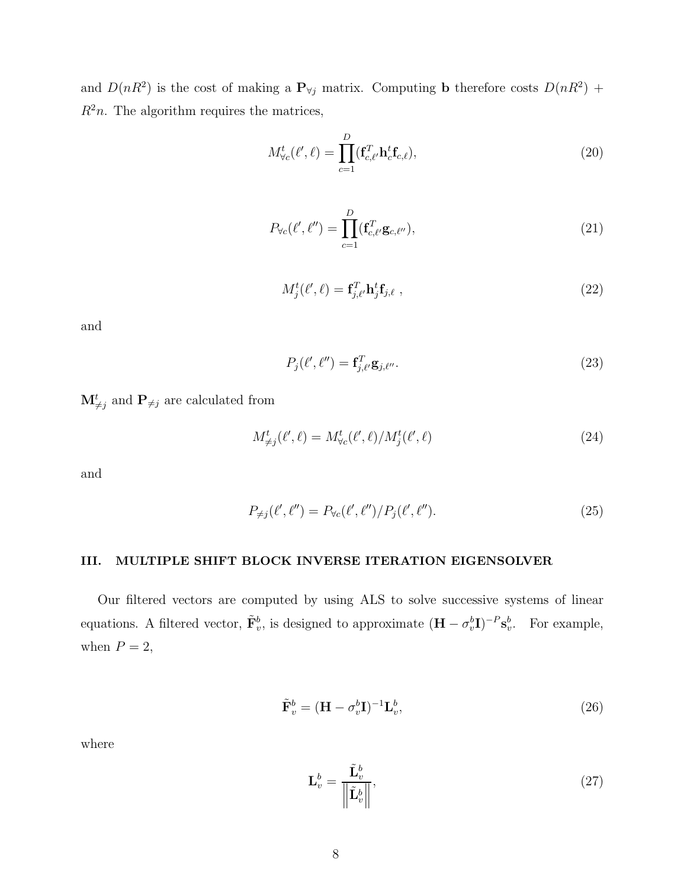and $D(nR^2)$ is the cost of making a $\mathbf{P}_{\forall j}$ matrix. Computing $\mathbf{b}$ therefore costs $D(nR^2) + R^2 n$. The algorithm requires the matrices,

$$M^t_{\forall c}(\ell', \ell) = \prod_{c=1}^{D} (\mathbf{f}^T_{c,\ell'} \mathbf{h}^t_c \mathbf{f}_{c,\ell}), \tag{20}$$

$$P_{\forall c}(\ell', \ell'') = \prod_{c=1}^{D} (\mathbf{f}^T_{c,\ell'} \mathbf{g}_{c,\ell''}), \tag{21}$$

$$M^t_j(\ell', \ell) = \mathbf{f}^T_{j,\ell'} \mathbf{h}^t_j \mathbf{f}_{j,\ell} \ , \tag{22}$$

and

$$P_j(\ell', \ell'') = \mathbf{f}^T_{j,\ell'} \mathbf{g}_{j,\ell''}. \tag{23}$$

$\mathbf{M}^t_{\neq j}$ and $\mathbf{P}_{\neq j}$ are calculated from

$$M^t_{\neq j}(\ell', \ell) = M^t_{\forall c}(\ell', \ell) / M^t_j(\ell', \ell) \tag{24}$$

and

$$P_{\neq j}(\ell', \ell'') = P_{\forall c}(\ell', \ell'') / P_j(\ell', \ell''). \tag{25}$$

## III. MULTIPLE SHIFT BLOCK INVERSE ITERATION EIGENSOLVER

Our filtered vectors are computed by using ALS to solve successive systems of linear equations. A filtered vector, $\tilde{\mathbf{F}}^b_v$, is designed to approximate $(\mathbf{H} - \sigma^b_v \mathbf{I})^{-P} \mathbf{s}^b_v$. For example, when $P = 2$,

$$\tilde{\mathbf{F}}^b_v = (\mathbf{H} - \sigma^b_v \mathbf{I})^{-1} \mathbf{L}^b_v, \tag{26}$$

where

$$\mathbf{L}^b_v = \frac{\tilde{\mathbf{L}}^b_v}{\left\| \tilde{\mathbf{L}}^b_v \right\|}, \tag{27}$$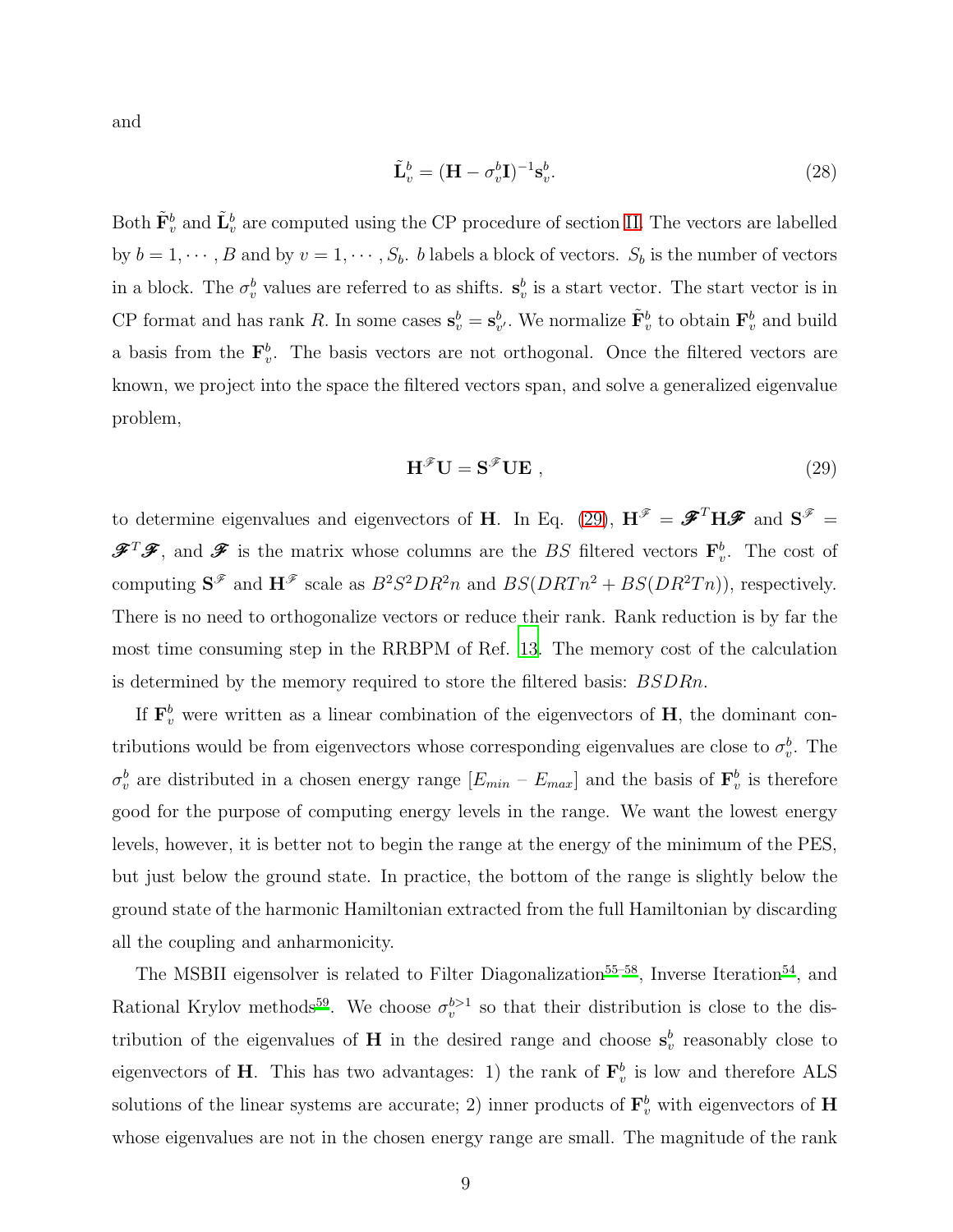and

$$\tilde{\mathbf{L}}_v^b = (\mathbf{H} - \sigma_v^b \mathbf{I})^{-1} \mathbf{s}_v^b. \tag{28}$$

Both $\tilde{\mathbf{F}}_v^b$ and $\tilde{\mathbf{L}}_v^b$ are computed using the CP procedure of section II. The vectors are labelled by $b = 1, \cdots, B$ and by $v = 1, \cdots, S_b$. $b$ labels a block of vectors. $S_b$ is the number of vectors in a block. The $\sigma_v^b$ values are referred to as shifts. $\mathbf{s}_v^b$ is a start vector. The start vector is in CP format and has rank $R$. In some cases $\mathbf{s}_v^b = \mathbf{s}_{v'}^b$. We normalize $\tilde{\mathbf{F}}_v^b$ to obtain $\mathbf{F}_v^b$ and build a basis from the $\mathbf{F}_v^b$. The basis vectors are not orthogonal. Once the filtered vectors are known, we project into the space the filtered vectors span, and solve a generalized eigenvalue problem,

$$\mathbf{H}^{\mathscr{F}} \mathbf{U} = \mathbf{S}^{\mathscr{F}} \mathbf{U} \mathbf{E} \ , \tag{29}$$

to determine eigenvalues and eigenvectors of $\mathbf{H}$. In Eq. (29), $\mathbf{H}^{\mathscr{F}} = \boldsymbol{\mathscr{F}}^T \mathbf{H} \boldsymbol{\mathscr{F}}$ and $\mathbf{S}^{\mathscr{F}} = \boldsymbol{\mathscr{F}}^T \boldsymbol{\mathscr{F}}$, and $\boldsymbol{\mathscr{F}}$ is the matrix whose columns are the $BS$ filtered vectors $\mathbf{F}_v^b$. The cost of computing $\mathbf{S}^{\mathscr{F}}$ and $\mathbf{H}^{\mathscr{F}}$ scale as $B^2 S^2 D R^2 n$ and $BS(DRTn^2 + BS(DR^2Tn))$, respectively. There is no need to orthogonalize vectors or reduce their rank. Rank reduction is by far the most time consuming step in the RRBPM of Ref. 13. The memory cost of the calculation is determined by the memory required to store the filtered basis: $BSDRn$.

If $\mathbf{F}_v^b$ were written as a linear combination of the eigenvectors of $\mathbf{H}$, the dominant contributions would be from eigenvectors whose corresponding eigenvalues are close to $\sigma_v^b$. The $\sigma_v^b$ are distributed in a chosen energy range $[E_{min} - E_{max}]$ and the basis of $\mathbf{F}_v^b$ is therefore good for the purpose of computing energy levels in the range. We want the lowest energy levels, however, it is better not to begin the range at the energy of the minimum of the PES, but just below the ground state. In practice, the bottom of the range is slightly below the ground state of the harmonic Hamiltonian extracted from the full Hamiltonian by discarding all the coupling and anharmonicity.

The MSBII eigensolver is related to Filter Diagonalization[55–58], Inverse Iteration[54], and Rational Krylov methods[59]. We choose $\sigma_v^{b>1}$ so that their distribution is close to the distribution of the eigenvalues of $\mathbf{H}$ in the desired range and choose $\mathbf{s}_v^b$ reasonably close to eigenvectors of $\mathbf{H}$. This has two advantages: 1) the rank of $\mathbf{F}_v^b$ is low and therefore ALS solutions of the linear systems are accurate; 2) inner products of $\mathbf{F}_v^b$ with eigenvectors of $\mathbf{H}$ whose eigenvalues are not in the chosen energy range are small. The magnitude of the rank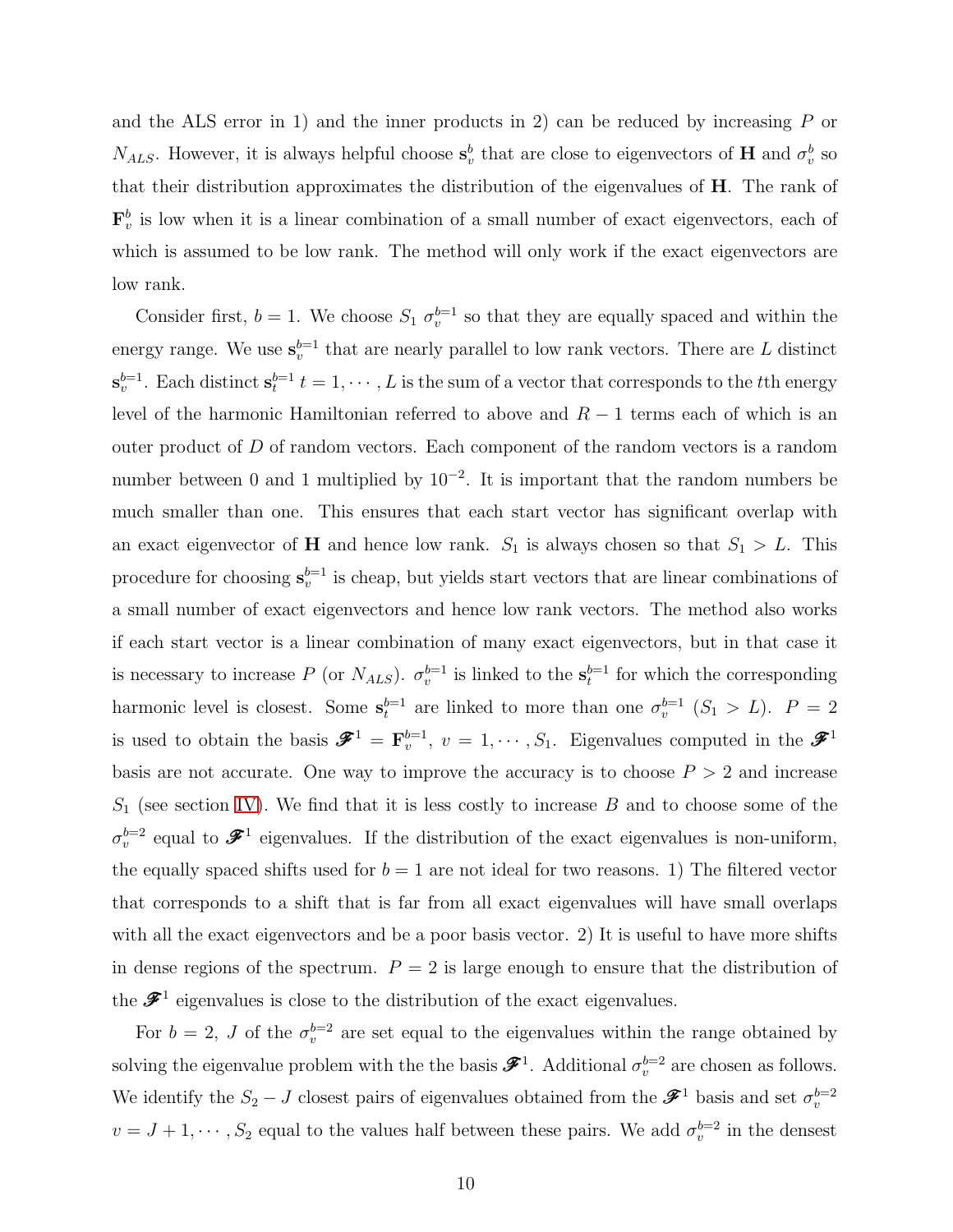and the ALS error in 1) and the inner products in 2) can be reduced by increasing $P$ or $N_{ALS}$. However, it is always helpful choose $\mathbf{s}_v^b$ that are close to eigenvectors of $\mathbf{H}$ and $\sigma_v^b$ so that their distribution approximates the distribution of the eigenvalues of $\mathbf{H}$. The rank of $\mathbf{F}_v^b$ is low when it is a linear combination of a small number of exact eigenvectors, each of which is assumed to be low rank. The method will only work if the exact eigenvectors are low rank.

Consider first, $b = 1$. We choose $S_1$ $\sigma_v^{b=1}$ so that they are equally spaced and within the energy range. We use $\mathbf{s}_v^{b=1}$ that are nearly parallel to low rank vectors. There are $L$ distinct $\mathbf{s}_v^{b=1}$. Each distinct $\mathbf{s}_t^{b=1}$ $t = 1, \cdots, L$ is the sum of a vector that corresponds to the $t$th energy level of the harmonic Hamiltonian referred to above and $R-1$ terms each of which is an outer product of $D$ of random vectors. Each component of the random vectors is a random number between 0 and 1 multiplied by $10^{-2}$. It is important that the random numbers be much smaller than one. This ensures that each start vector has significant overlap with an exact eigenvector of $\mathbf{H}$ and hence low rank. $S_1$ is always chosen so that $S_1 > L$. This procedure for choosing $\mathbf{s}_v^{b=1}$ is cheap, but yields start vectors that are linear combinations of a small number of exact eigenvectors and hence low rank vectors. The method also works if each start vector is a linear combination of many exact eigenvectors, but in that case it is necessary to increase $P$ (or $N_{ALS}$). $\sigma_v^{b=1}$ is linked to the $\mathbf{s}_t^{b=1}$ for which the corresponding harmonic level is closest. Some $\mathbf{s}_t^{b=1}$ are linked to more than one $\sigma_v^{b=1}$ ($S_1 > L$). $P = 2$ is used to obtain the basis $\mathscr{F}^1 = \mathbf{F}_v^{b=1}$, $v = 1, \cdots, S_1$. Eigenvalues computed in the $\mathscr{F}^1$ basis are not accurate. One way to improve the accuracy is to choose $P > 2$ and increase $S_1$ (see section IV). We find that it is less costly to increase $B$ and to choose some of the $\sigma_v^{b=2}$ equal to $\mathscr{F}^1$ eigenvalues. If the distribution of the exact eigenvalues is non-uniform, the equally spaced shifts used for $b = 1$ are not ideal for two reasons. 1) The filtered vector that corresponds to a shift that is far from all exact eigenvalues will have small overlaps with all the exact eigenvectors and be a poor basis vector. 2) It is useful to have more shifts in dense regions of the spectrum. $P = 2$ is large enough to ensure that the distribution of the $\mathscr{F}^1$ eigenvalues is close to the distribution of the exact eigenvalues.

For $b = 2$, $J$ of the $\sigma_v^{b=2}$ are set equal to the eigenvalues within the range obtained by solving the eigenvalue problem with the the basis $\mathscr{F}^1$. Additional $\sigma_v^{b=2}$ are chosen as follows. We identify the $S_2 - J$ closest pairs of eigenvalues obtained from the $\mathscr{F}^1$ basis and set $\sigma_v^{b=2}$ $v = J + 1, \cdots, S_2$ equal to the values half between these pairs. We add $\sigma_v^{b=2}$ in the densest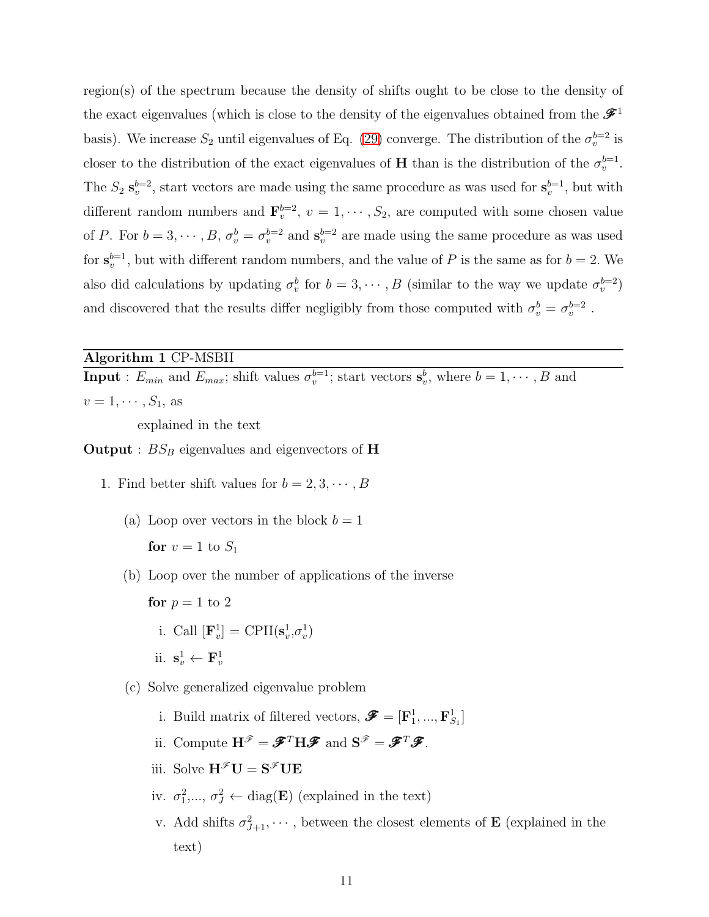region(s) of the spectrum because the density of shifts ought to be close to the density of the exact eigenvalues (which is close to the density of the eigenvalues obtained from the $\mathscr{F}^1$ basis). We increase $S_2$ until eigenvalues of Eq. (29) converge. The distribution of the $\sigma_v^{b=2}$ is closer to the distribution of the exact eigenvalues of $\mathbf{H}$ than is the distribution of the $\sigma_v^{b=1}$. The $S_2$ $\mathbf{s}_v^{b=2}$, start vectors are made using the same procedure as was used for $\mathbf{s}_v^{b=1}$, but with different random numbers and $\mathbf{F}_v^{b=2}$, $v = 1, \cdots, S_2$, are computed with some chosen value of $P$. For $b = 3, \cdots, B$, $\sigma_v^b = \sigma_v^{b=2}$ and $\mathbf{s}_v^{b=2}$ are made using the same procedure as was used for $\mathbf{s}_v^{b=1}$, but with different random numbers, and the value of $P$ is the same as for $b = 2$. We also did calculations by updating $\sigma_v^b$ for $b = 3, \cdots, B$ (similar to the way we update $\sigma_v^{b=2}$) and discovered that the results differ negligibly from those computed with $\sigma_v^b = \sigma_v^{b=2}$ .

---

**Algorithm 1** CP-MSBII

---

**Input** : $E_{min}$ and $E_{max}$; shift values $\sigma_v^{b=1}$; start vectors $\mathbf{s}_v^b$, where $b = 1, \cdots, B$ and $v = 1, \cdots, S_1$, as

explained in the text

**Output** : $BS_B$ eigenvalues and eigenvectors of $\mathbf{H}$

1. Find better shift values for $b = 2, 3, \cdots, B$
   (a) Loop over vectors in the block $b = 1$

   **for** $v = 1$ to $S_1$

   (b) Loop over the number of applications of the inverse

   **for** $p = 1$ to $2$

   i. Call $[\mathbf{F}_v^1] = \text{CPII}(\mathbf{s}_v^1, \sigma_v^1)$

   ii. $\mathbf{s}_v^1 \leftarrow \mathbf{F}_v^1$

   (c) Solve generalized eigenvalue problem

   i. Build matrix of filtered vectors, $\mathscr{F} = [\mathbf{F}_1^1, ..., \mathbf{F}_{S_1}^1]$

   ii. Compute $\mathbf{H}^{\mathscr{F}} = \mathscr{F}^T \mathbf{H} \mathscr{F}$ and $\mathbf{S}^{\mathscr{F}} = \mathscr{F}^T \mathscr{F}$.

   iii. Solve $\mathbf{H}^{\mathscr{F}} \mathbf{U} = \mathbf{S}^{\mathscr{F}} \mathbf{U} \mathbf{E}$

   iv. $\sigma_1^2, ..., \sigma_J^2 \leftarrow \text{diag}(\mathbf{E})$ (explained in the text)

   v. Add shifts $\sigma_{J+1}^2, \cdots$, between the closest elements of $\mathbf{E}$ (explained in the text)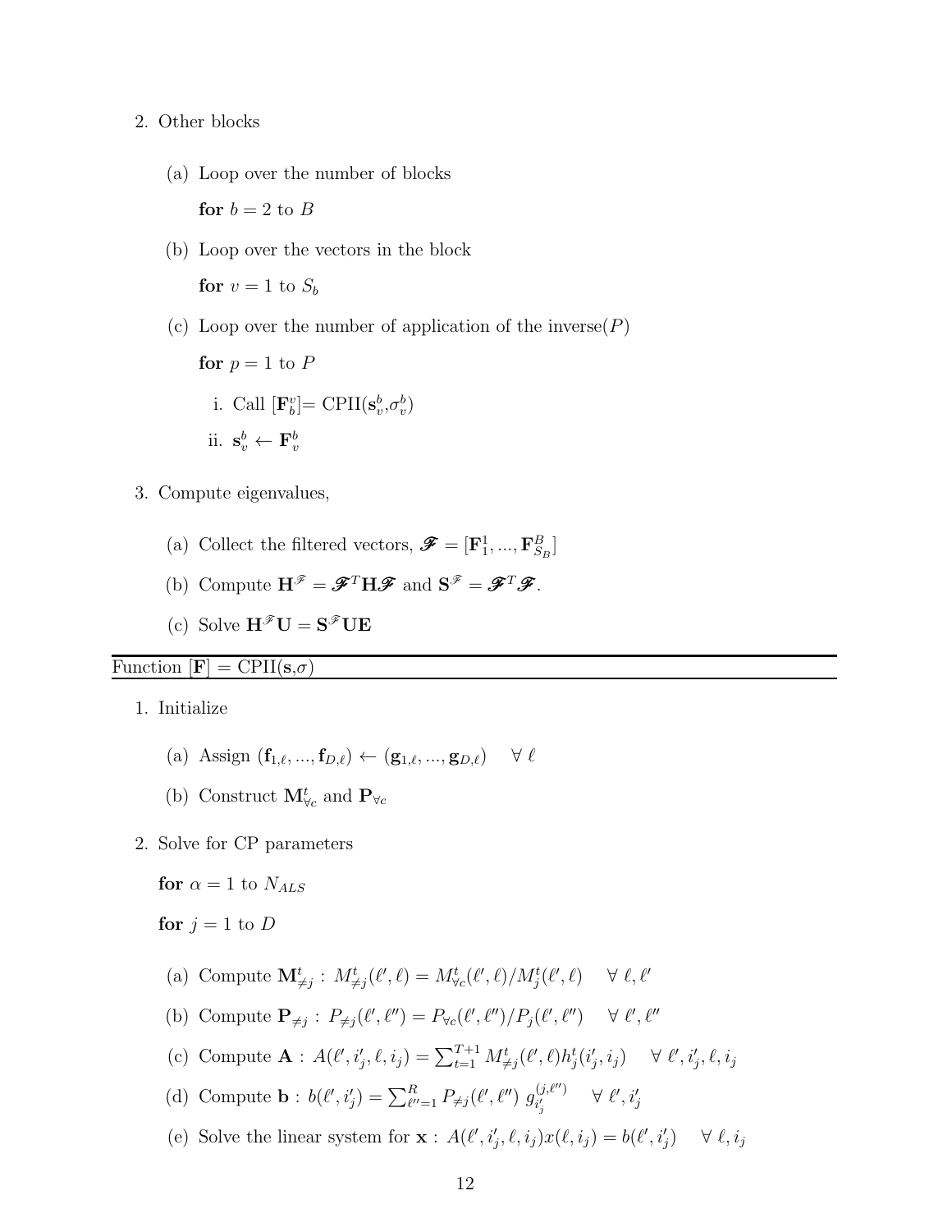2. Other blocks

   (a) Loop over the number of blocks

   **for** $b = 2$ to $B$

   (b) Loop over the vectors in the block

   **for** $v = 1$ to $S_b$

   (c) Loop over the number of application of the inverse($P$)

   **for** $p = 1$ to $P$

   i. Call $[\mathbf{F}_b^v]$= CPII($\mathbf{s}_v^b$,$\sigma_v^b$)

   ii. $\mathbf{s}_v^b \leftarrow \mathbf{F}_v^b$

3. Compute eigenvalues,

   (a) Collect the filtered vectors, $\mathscr{F} = [\mathbf{F}_1^1, ..., \mathbf{F}_{S_B}^B]$

   (b) Compute $\mathbf{H}^{\mathscr{F}} = \mathscr{F}^T \mathbf{H} \mathscr{F}$ and $\mathbf{S}^{\mathscr{F}} = \mathscr{F}^T \mathscr{F}$.

   (c) Solve $\mathbf{H}^{\mathscr{F}} \mathbf{U} = \mathbf{S}^{\mathscr{F}} \mathbf{U} \mathbf{E}$

---

Function $[\mathbf{F}]$ = CPII($\mathbf{s}$,$\sigma$)

---

1. Initialize

   (a) Assign $(\mathbf{f}_{1,\ell}, ..., \mathbf{f}_{D,\ell}) \leftarrow (\mathbf{g}_{1,\ell}, ..., \mathbf{g}_{D,\ell}) \quad \forall\ \ell$

   (b) Construct $\mathbf{M}_{\forall c}^t$ and $\mathbf{P}_{\forall c}$

2. Solve for CP parameters

   **for** $\alpha = 1$ to $N_{ALS}$

   **for** $j = 1$ to $D$

   (a) Compute $\mathbf{M}_{\neq j}^t : M_{\neq j}^t(\ell', \ell) = M_{\forall c}^t(\ell', \ell)/M_j^t(\ell', \ell) \quad \forall\ \ell, \ell'$

   (b) Compute $\mathbf{P}_{\neq j} : P_{\neq j}(\ell', \ell'') = P_{\forall c}(\ell', \ell'')/P_j(\ell', \ell'') \quad \forall\ \ell', \ell''$

   (c) Compute $\mathbf{A} : A(\ell', i_j', \ell, i_j) = \sum_{t=1}^{T+1} M_{\neq j}^t(\ell', \ell) h_j^t(i_j', i_j) \quad \forall\ \ell', i_j', \ell, i_j$

   (d) Compute $\mathbf{b} : b(\ell', i_j') = \sum_{\ell''=1}^{R} P_{\neq j}(\ell', \ell'')\ g_{i_j'}^{(j,\ell'')} \quad \forall\ \ell', i_j'$

   (e) Solve the linear system for $\mathbf{x} : A(\ell', i_j', \ell, i_j) x(\ell, i_j) = b(\ell', i_j') \quad \forall\ \ell, i_j$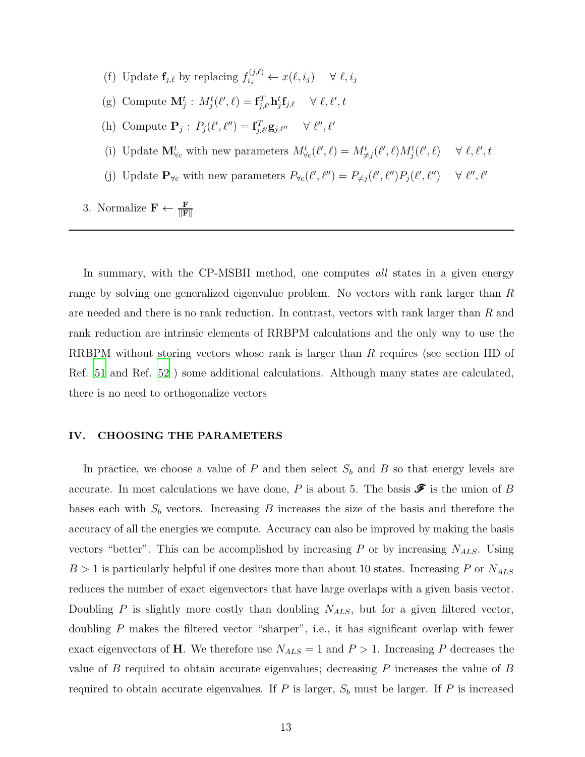(f) Update $\mathbf{f}_{j,\ell}$ by replacing $f_{i_j}^{(j,\ell)} \leftarrow x(\ell, i_j) \quad \forall\ \ell, i_j$

(g) Compute $\mathbf{M}_j^t$ : $M_j^t(\ell', \ell) = \mathbf{f}_{j,\ell'}^T \mathbf{h}_j^t \mathbf{f}_{j,\ell} \quad \forall\ \ell, \ell', t$

(h) Compute $\mathbf{P}_j$ : $P_j(\ell', \ell'') = \mathbf{f}_{j,\ell'}^T \mathbf{g}_{j,\ell''} \quad \forall\ \ell'', \ell'$

(i) Update $\mathbf{M}_{\forall c}^t$ with new parameters $M_{\forall c}^t(\ell', \ell) = M_{\neq j}^t(\ell', \ell) M_j^t(\ell', \ell) \quad \forall\ \ell, \ell', t$

(j) Update $\mathbf{P}_{\forall c}$ with new parameters $P_{\forall c}(\ell', \ell'') = P_{\neq j}(\ell', \ell'') P_j(\ell', \ell'') \quad \forall\ \ell'', \ell'$

3. Normalize $\mathbf{F} \leftarrow \frac{\mathbf{F}}{||\mathbf{F}||}$

---

In summary, with the CP-MSBII method, one computes *all* states in a given energy range by solving one generalized eigenvalue problem. No vectors with rank larger than $R$ are needed and there is no rank reduction. In contrast, vectors with rank larger than $R$ and rank reduction are intrinsic elements of RRBPM calculations and the only way to use the RRBPM without storing vectors whose rank is larger than $R$ requires (see section IID of Ref. 51 and Ref. 52 ) some additional calculations. Although many states are calculated, there is no need to orthogonalize vectors

## IV. CHOOSING THE PARAMETERS

In practice, we choose a value of $P$ and then select $S_b$ and $B$ so that energy levels are accurate. In most calculations we have done, $P$ is about 5. The basis $\mathscr{F}$ is the union of $B$ bases each with $S_b$ vectors. Increasing $B$ increases the size of the basis and therefore the accuracy of all the energies we compute. Accuracy can also be improved by making the basis vectors "better". This can be accomplished by increasing $P$ or by increasing $N_{ALS}$. Using $B > 1$ is particularly helpful if one desires more than about 10 states. Increasing $P$ or $N_{ALS}$ reduces the number of exact eigenvectors that have large overlaps with a given basis vector. Doubling $P$ is slightly more costly than doubling $N_{ALS}$, but for a given filtered vector, doubling $P$ makes the filtered vector "sharper", i.e., it has significant overlap with fewer exact eigenvectors of $\mathbf{H}$. We therefore use $N_{ALS} = 1$ and $P > 1$. Increasing $P$ decreases the value of $B$ required to obtain accurate eigenvalues; decreasing $P$ increases the value of $B$ required to obtain accurate eigenvalues. If $P$ is larger, $S_b$ must be larger. If $P$ is increased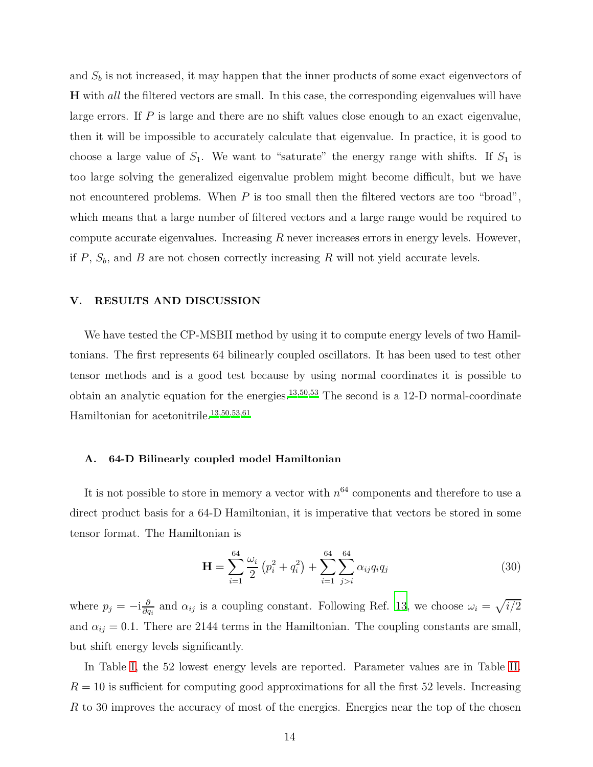and $S_b$ is not increased, it may happen that the inner products of some exact eigenvectors of $\mathbf{H}$ with *all* the filtered vectors are small. In this case, the corresponding eigenvalues will have large errors. If $P$ is large and there are no shift values close enough to an exact eigenvalue, then it will be impossible to accurately calculate that eigenvalue. In practice, it is good to choose a large value of $S_1$. We want to "saturate" the energy range with shifts. If $S_1$ is too large solving the generalized eigenvalue problem might become difficult, but we have not encountered problems. When $P$ is too small then the filtered vectors are too "broad", which means that a large number of filtered vectors and a large range would be required to compute accurate eigenvalues. Increasing $R$ never increases errors in energy levels. However, if $P$, $S_b$, and $B$ are not chosen correctly increasing $R$ will not yield accurate levels.

## V. RESULTS AND DISCUSSION

We have tested the CP-MSBII method by using it to compute energy levels of two Hamiltonians. The first represents 64 bilinearly coupled oscillators. It has been used to test other tensor methods and is a good test because by using normal coordinates it is possible to obtain an analytic equation for the energies.[13,50,53] The second is a 12-D normal-coordinate Hamiltonian for acetonitrile.[13,50,53,61]

### A. 64-D Bilinearly coupled model Hamiltonian

It is not possible to store in memory a vector with $n^{64}$ components and therefore to use a direct product basis for a 64-D Hamiltonian, it is imperative that vectors be stored in some tensor format. The Hamiltonian is

$$\mathbf{H} = \sum_{i=1}^{64} \frac{\omega_i}{2}\left(p_i^2 + q_i^2\right) + \sum_{i=1}^{64}\sum_{j>i}^{64} \alpha_{ij} q_i q_j \tag{30}$$

where $p_j = -\mathrm{i}\frac{\partial}{\partial q_i}$ and $\alpha_{ij}$ is a coupling constant. Following Ref. 13, we choose $\omega_i = \sqrt{i/2}$ and $\alpha_{ij} = 0.1$. There are 2144 terms in the Hamiltonian. The coupling constants are small, but shift energy levels significantly.

In Table I, the 52 lowest energy levels are reported. Parameter values are in Table II. $R = 10$ is sufficient for computing good approximations for all the first 52 levels. Increasing $R$ to 30 improves the accuracy of most of the energies. Energies near the top of the chosen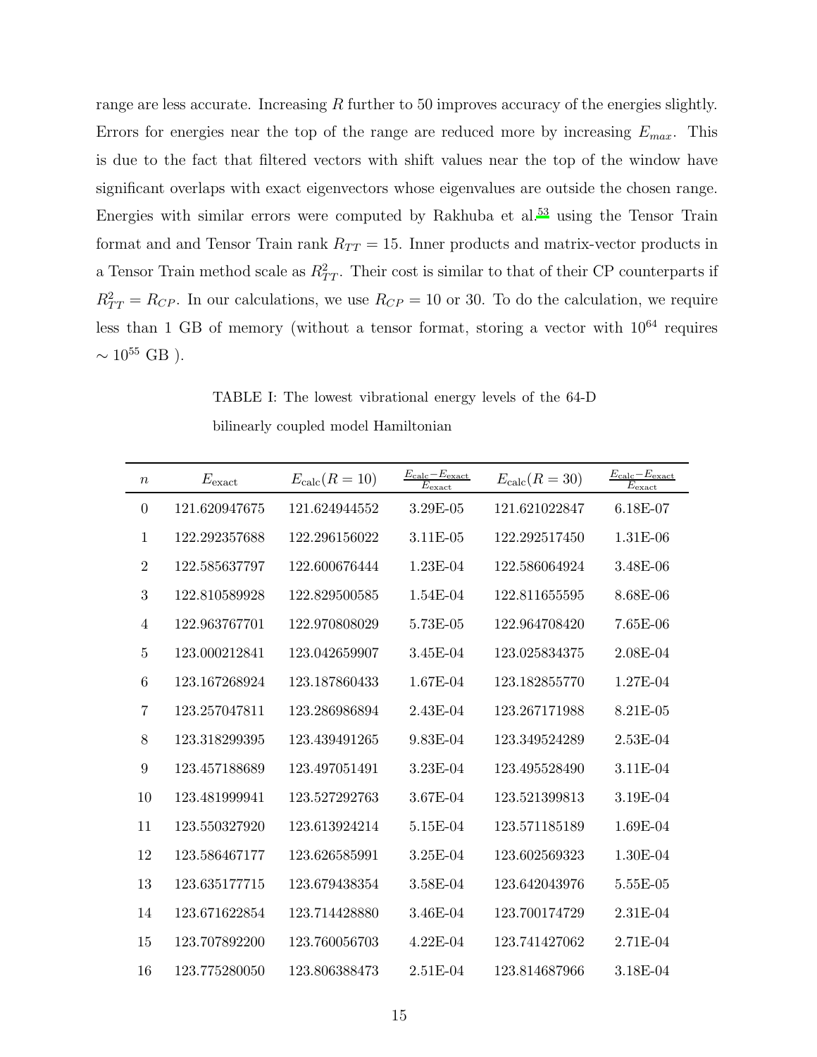range are less accurate. Increasing $R$ further to 50 improves accuracy of the energies slightly. Errors for energies near the top of the range are reduced more by increasing $E_{max}$. This is due to the fact that filtered vectors with shift values near the top of the window have significant overlaps with exact eigenvectors whose eigenvalues are outside the chosen range. Energies with similar errors were computed by Rakhuba et al.[53] using the Tensor Train format and and Tensor Train rank $R_{TT} = 15$. Inner products and matrix-vector products in a Tensor Train method scale as $R_{TT}^2$. Their cost is similar to that of their CP counterparts if $R_{TT}^2 = R_{CP}$. In our calculations, we use $R_{CP} = 10$ or 30. To do the calculation, we require less than 1 GB of memory (without a tensor format, storing a vector with $10^{64}$ requires $\sim 10^{55}$ GB ).

TABLE I: The lowest vibrational energy levels of the 64-D bilinearly coupled model Hamiltonian

| $n$ | $E_{\text{exact}}$ | $E_{\text{calc}}(R = 10)$ | $\frac{E_{\text{calc}} - E_{\text{exact}}}{E_{\text{exact}}}$ | $E_{\text{calc}}(R = 30)$ | $\frac{E_{\text{calc}} - E_{\text{exact}}}{E_{\text{exact}}}$ |
|---|---|---|---|---|---|
| 0 | 121.620947675 | 121.624944552 | 3.29E-05 | 121.621022847 | 6.18E-07 |
| 1 | 122.292357688 | 122.296156022 | 3.11E-05 | 122.292517450 | 1.31E-06 |
| 2 | 122.585637797 | 122.600676444 | 1.23E-04 | 122.586064924 | 3.48E-06 |
| 3 | 122.810589928 | 122.829500585 | 1.54E-04 | 122.811655595 | 8.68E-06 |
| 4 | 122.963767701 | 122.970808029 | 5.73E-05 | 122.964708420 | 7.65E-06 |
| 5 | 123.000212841 | 123.042659907 | 3.45E-04 | 123.025834375 | 2.08E-04 |
| 6 | 123.167268924 | 123.187860433 | 1.67E-04 | 123.182855770 | 1.27E-04 |
| 7 | 123.257047811 | 123.286986894 | 2.43E-04 | 123.267171988 | 8.21E-05 |
| 8 | 123.318299395 | 123.439491265 | 9.83E-04 | 123.349524289 | 2.53E-04 |
| 9 | 123.457188689 | 123.497051491 | 3.23E-04 | 123.495528490 | 3.11E-04 |
| 10 | 123.481999941 | 123.527292763 | 3.67E-04 | 123.521399813 | 3.19E-04 |
| 11 | 123.550327920 | 123.613924214 | 5.15E-04 | 123.571185189 | 1.69E-04 |
| 12 | 123.586467177 | 123.626585991 | 3.25E-04 | 123.602569323 | 1.30E-04 |
| 13 | 123.635177715 | 123.679438354 | 3.58E-04 | 123.642043976 | 5.55E-05 |
| 14 | 123.671622854 | 123.714428880 | 3.46E-04 | 123.700174729 | 2.31E-04 |
| 15 | 123.707892200 | 123.760056703 | 4.22E-04 | 123.741427062 | 2.71E-04 |
| 16 | 123.775280050 | 123.806388473 | 2.51E-04 | 123.814687966 | 3.18E-04 |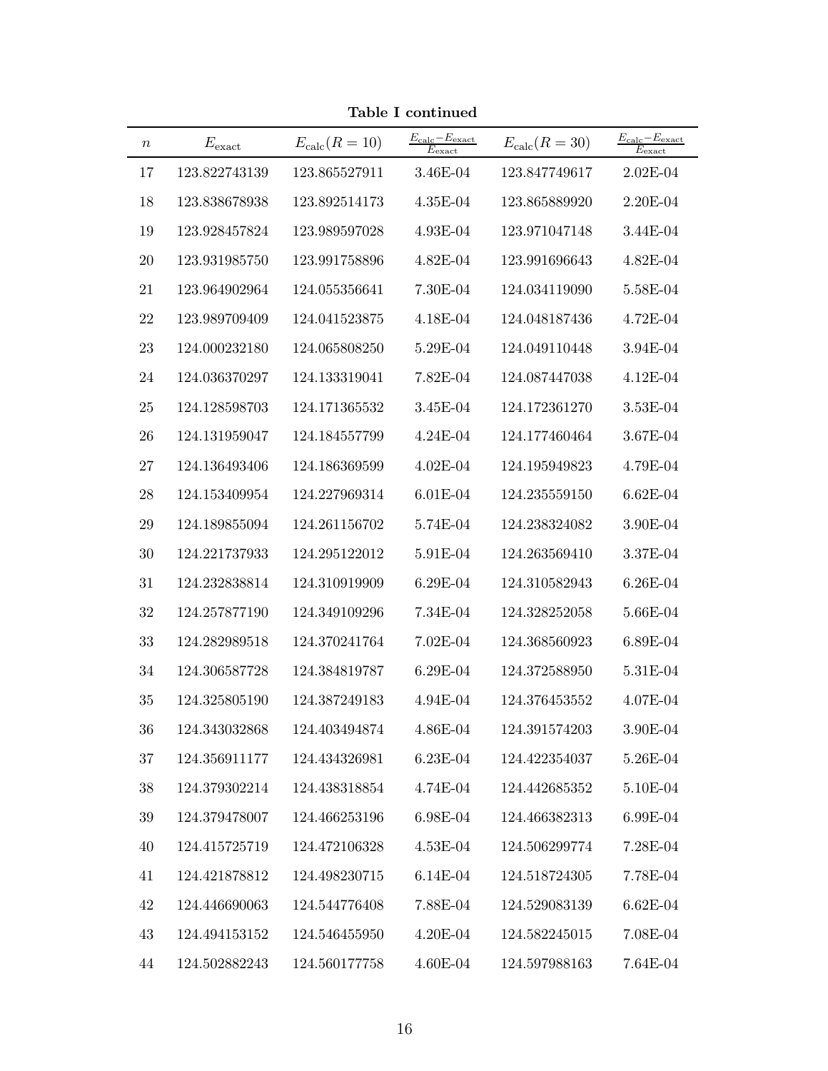**Table I continued**

| $n$ | $E_{\text{exact}}$ | $E_{\text{calc}}(R=10)$ | $\frac{E_{\text{calc}}-E_{\text{exact}}}{E_{\text{exact}}}$ | $E_{\text{calc}}(R=30)$ | $\frac{E_{\text{calc}}-E_{\text{exact}}}{E_{\text{exact}}}$ |
|---|---|---|---|---|---|
| 17 | 123.822743139 | 123.865527911 | 3.46E-04 | 123.847749617 | 2.02E-04 |
| 18 | 123.838678938 | 123.892514173 | 4.35E-04 | 123.865889920 | 2.20E-04 |
| 19 | 123.928457824 | 123.989597028 | 4.93E-04 | 123.971047148 | 3.44E-04 |
| 20 | 123.931985750 | 123.991758896 | 4.82E-04 | 123.991696643 | 4.82E-04 |
| 21 | 123.964902964 | 124.055356641 | 7.30E-04 | 124.034119090 | 5.58E-04 |
| 22 | 123.989709409 | 124.041523875 | 4.18E-04 | 124.048187436 | 4.72E-04 |
| 23 | 124.000232180 | 124.065808250 | 5.29E-04 | 124.049110448 | 3.94E-04 |
| 24 | 124.036370297 | 124.133319041 | 7.82E-04 | 124.087447038 | 4.12E-04 |
| 25 | 124.128598703 | 124.171365532 | 3.45E-04 | 124.172361270 | 3.53E-04 |
| 26 | 124.131959047 | 124.184557799 | 4.24E-04 | 124.177460464 | 3.67E-04 |
| 27 | 124.136493406 | 124.186369599 | 4.02E-04 | 124.195949823 | 4.79E-04 |
| 28 | 124.153409954 | 124.227969314 | 6.01E-04 | 124.235559150 | 6.62E-04 |
| 29 | 124.189855094 | 124.261156702 | 5.74E-04 | 124.238324082 | 3.90E-04 |
| 30 | 124.221737933 | 124.295122012 | 5.91E-04 | 124.263569410 | 3.37E-04 |
| 31 | 124.232838814 | 124.310919909 | 6.29E-04 | 124.310582943 | 6.26E-04 |
| 32 | 124.257877190 | 124.349109296 | 7.34E-04 | 124.328252058 | 5.66E-04 |
| 33 | 124.282989518 | 124.370241764 | 7.02E-04 | 124.368560923 | 6.89E-04 |
| 34 | 124.306587728 | 124.384819787 | 6.29E-04 | 124.372588950 | 5.31E-04 |
| 35 | 124.325805190 | 124.387249183 | 4.94E-04 | 124.376453552 | 4.07E-04 |
| 36 | 124.343032868 | 124.403494874 | 4.86E-04 | 124.391574203 | 3.90E-04 |
| 37 | 124.356911177 | 124.434326981 | 6.23E-04 | 124.422354037 | 5.26E-04 |
| 38 | 124.379302214 | 124.438318854 | 4.74E-04 | 124.442685352 | 5.10E-04 |
| 39 | 124.379478007 | 124.466253196 | 6.98E-04 | 124.466382313 | 6.99E-04 |
| 40 | 124.415725719 | 124.472106328 | 4.53E-04 | 124.506299774 | 7.28E-04 |
| 41 | 124.421878812 | 124.498230715 | 6.14E-04 | 124.518724305 | 7.78E-04 |
| 42 | 124.446690063 | 124.544776408 | 7.88E-04 | 124.529083139 | 6.62E-04 |
| 43 | 124.494153152 | 124.546455950 | 4.20E-04 | 124.582245015 | 7.08E-04 |
| 44 | 124.502882243 | 124.560177758 | 4.60E-04 | 124.597988163 | 7.64E-04 |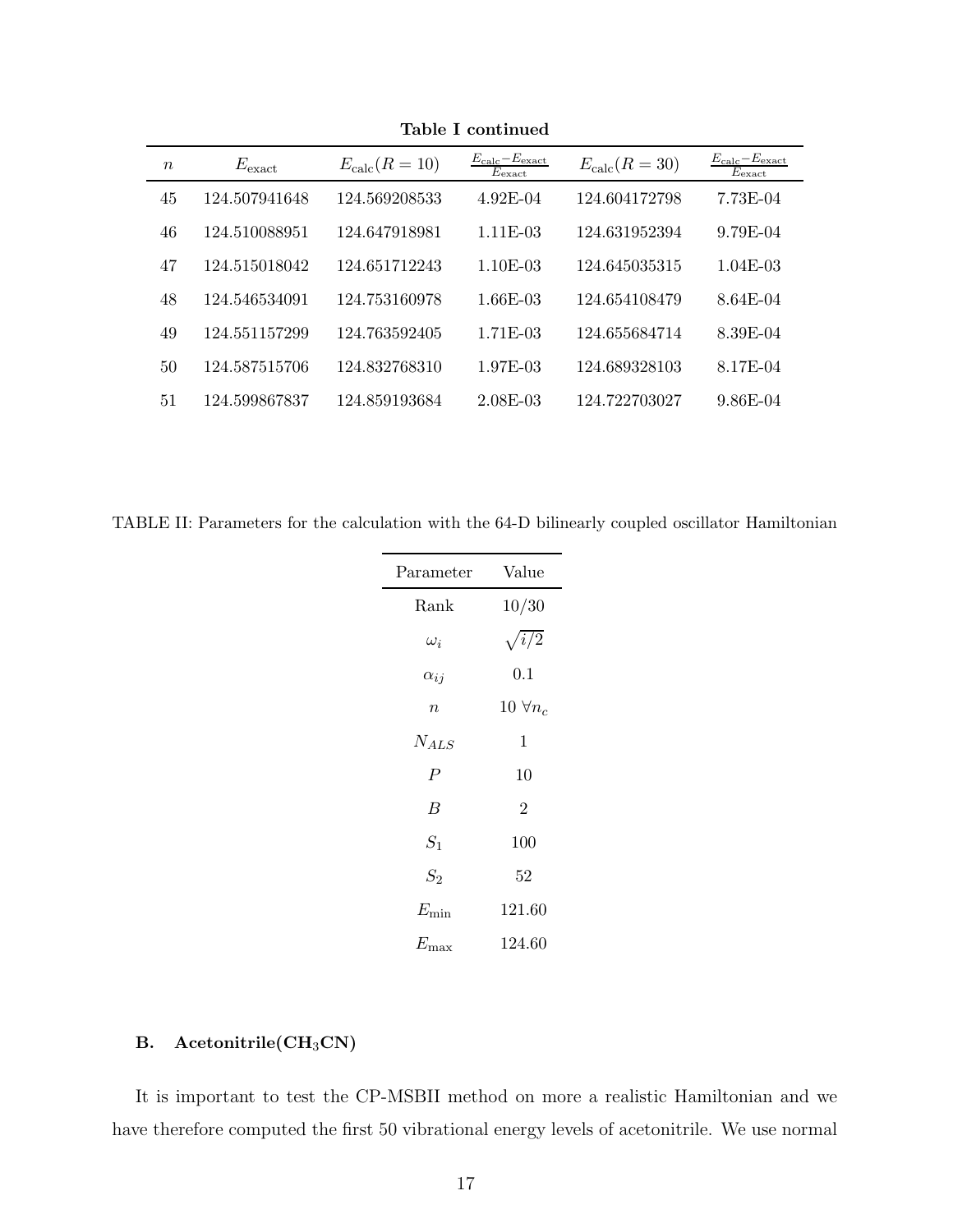**Table I continued**

| $n$ | $E_{\text{exact}}$ | $E_{\text{calc}}(R=10)$ | $\frac{E_{\text{calc}}-E_{\text{exact}}}{E_{\text{exact}}}$ | $E_{\text{calc}}(R=30)$ | $\frac{E_{\text{calc}}-E_{\text{exact}}}{E_{\text{exact}}}$ |
|---|---|---|---|---|---|
| 45 | 124.507941648 | 124.569208533 | 4.92E-04 | 124.604172798 | 7.73E-04 |
| 46 | 124.510088951 | 124.647918981 | 1.11E-03 | 124.631952394 | 9.79E-04 |
| 47 | 124.515018042 | 124.651712243 | 1.10E-03 | 124.645035315 | 1.04E-03 |
| 48 | 124.546534091 | 124.753160978 | 1.66E-03 | 124.654108479 | 8.64E-04 |
| 49 | 124.551157299 | 124.763592405 | 1.71E-03 | 124.655684714 | 8.39E-04 |
| 50 | 124.587515706 | 124.832768310 | 1.97E-03 | 124.689328103 | 8.17E-04 |
| 51 | 124.599867837 | 124.859193684 | 2.08E-03 | 124.722703027 | 9.86E-04 |

TABLE II: Parameters for the calculation with the 64-D bilinearly coupled oscillator Hamiltonian

| Parameter | Value |
|---|---|
| Rank | 10/30 |
| $\omega_i$ | $\sqrt{i/2}$ |
| $\alpha_{ij}$ | 0.1 |
| $n$ | 10 $\forall n_c$ |
| $N_{ALS}$ | 1 |
| $P$ | 10 |
| $B$ | 2 |
| $S_1$ | 100 |
| $S_2$ | 52 |
| $E_{\min}$ | 121.60 |
| $E_{\max}$ | 124.60 |

### B. Acetonitrile($CH_3CN$)

It is important to test the CP-MSBII method on more a realistic Hamiltonian and we have therefore computed the first 50 vibrational energy levels of acetonitrile. We use normal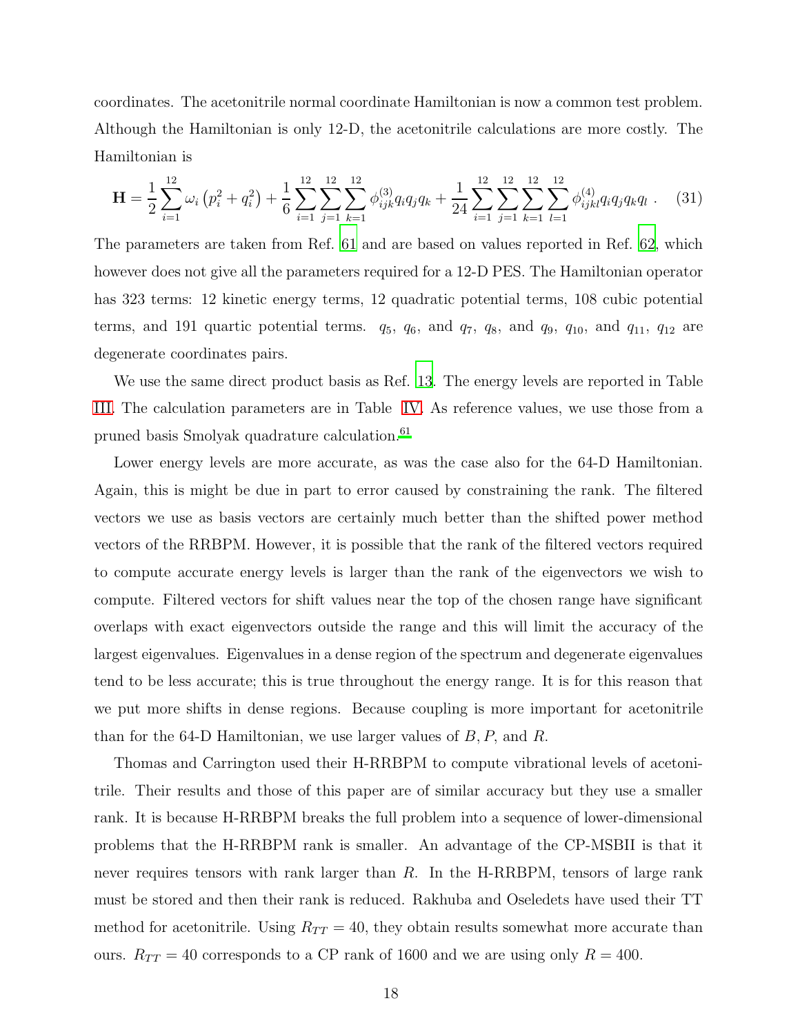coordinates. The acetonitrile normal coordinate Hamiltonian is now a common test problem. Although the Hamiltonian is only 12-D, the acetonitrile calculations are more costly. The Hamiltonian is

$$\mathbf{H} = \frac{1}{2}\sum_{i=1}^{12}\omega_i\left(p_i^2 + q_i^2\right) + \frac{1}{6}\sum_{i=1}^{12}\sum_{j=1}^{12}\sum_{k=1}^{12}\phi_{ijk}^{(3)}q_iq_jq_k + \frac{1}{24}\sum_{i=1}^{12}\sum_{j=1}^{12}\sum_{k=1}^{12}\sum_{l=1}^{12}\phi_{ijkl}^{(4)}q_iq_jq_kq_l\ . \quad (31)$$

The parameters are taken from Ref. 61 and are based on values reported in Ref. 62, which however does not give all the parameters required for a 12-D PES. The Hamiltonian operator has 323 terms: 12 kinetic energy terms, 12 quadratic potential terms, 108 cubic potential terms, and 191 quartic potential terms. $q_5$, $q_6$, and $q_7$, $q_8$, and $q_9$, $q_{10}$, and $q_{11}$, $q_{12}$ are degenerate coordinates pairs.

We use the same direct product basis as Ref. 13. The energy levels are reported in Table III. The calculation parameters are in Table IV. As reference values, we use those from a pruned basis Smolyak quadrature calculation.[61]

Lower energy levels are more accurate, as was the case also for the 64-D Hamiltonian. Again, this is might be due in part to error caused by constraining the rank. The filtered vectors we use as basis vectors are certainly much better than the shifted power method vectors of the RRBPM. However, it is possible that the rank of the filtered vectors required to compute accurate energy levels is larger than the rank of the eigenvectors we wish to compute. Filtered vectors for shift values near the top of the chosen range have significant overlaps with exact eigenvectors outside the range and this will limit the accuracy of the largest eigenvalues. Eigenvalues in a dense region of the spectrum and degenerate eigenvalues tend to be less accurate; this is true throughout the energy range. It is for this reason that we put more shifts in dense regions. Because coupling is more important for acetonitrile than for the 64-D Hamiltonian, we use larger values of $B, P$, and $R$.

Thomas and Carrington used their H-RRBPM to compute vibrational levels of acetonitrile. Their results and those of this paper are of similar accuracy but they use a smaller rank. It is because H-RRBPM breaks the full problem into a sequence of lower-dimensional problems that the H-RRBPM rank is smaller. An advantage of the CP-MSBII is that it never requires tensors with rank larger than $R$. In the H-RRBPM, tensors of large rank must be stored and then their rank is reduced. Rakhuba and Oseledets have used their TT method for acetonitrile. Using $R_{TT} = 40$, they obtain results somewhat more accurate than ours. $R_{TT} = 40$ corresponds to a CP rank of 1600 and we are using only $R = 400$.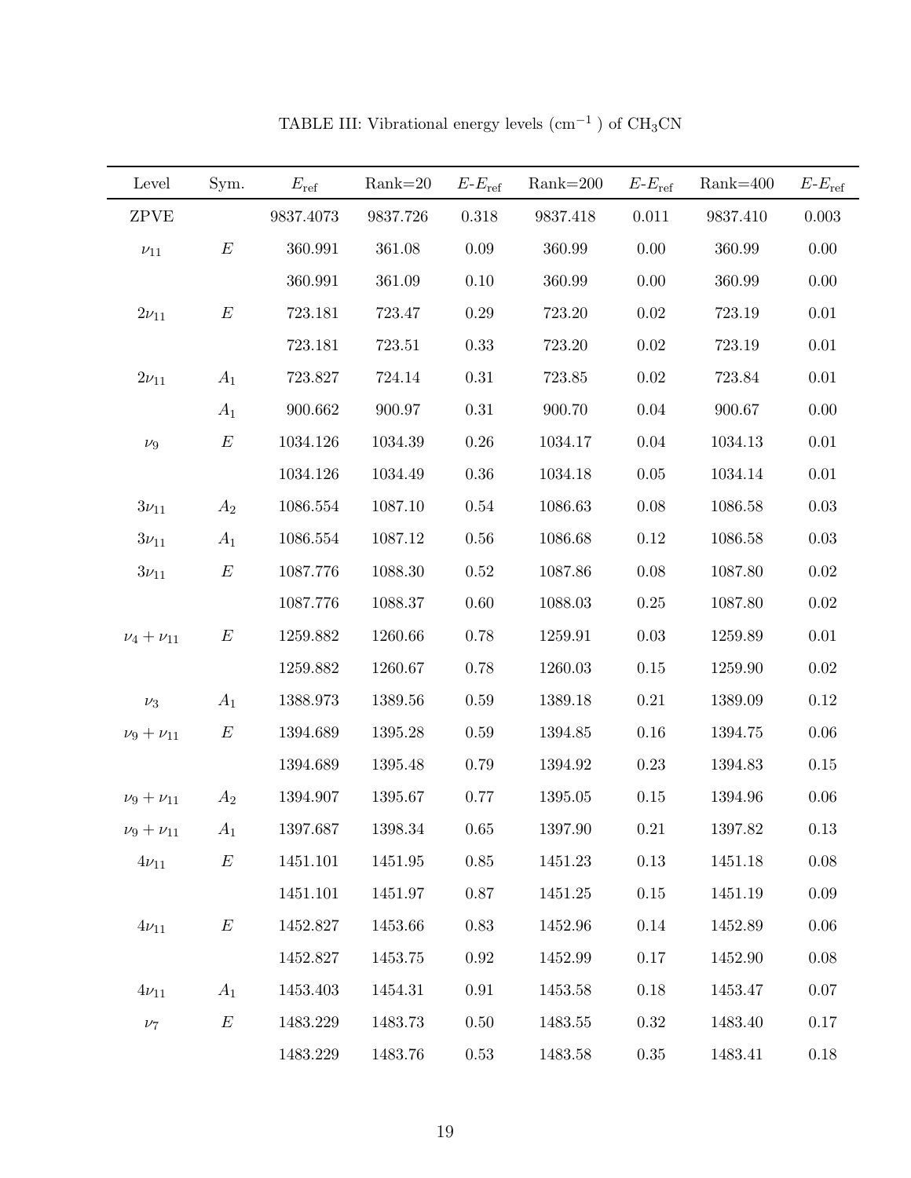TABLE III: Vibrational energy levels ($cm^{-1}$) of $CH_3CN$

| Level | Sym. | $E_{\rm ref}$ | Rank=20 | $E$-$E_{\rm ref}$ | Rank=200 | $E$-$E_{\rm ref}$ | Rank=400 | $E$-$E_{\rm ref}$ |
|---|---|---|---|---|---|---|---|---|
| ZPVE | | 9837.4073 | 9837.726 | 0.318 | 9837.418 | 0.011 | 9837.410 | 0.003 |
| $\nu_{11}$ | $E$ | 360.991 | 361.08 | 0.09 | 360.99 | 0.00 | 360.99 | 0.00 |
| | | 360.991 | 361.09 | 0.10 | 360.99 | 0.00 | 360.99 | 0.00 |
| $2\nu_{11}$ | $E$ | 723.181 | 723.47 | 0.29 | 723.20 | 0.02 | 723.19 | 0.01 |
| | | 723.181 | 723.51 | 0.33 | 723.20 | 0.02 | 723.19 | 0.01 |
| $2\nu_{11}$ | $A_1$ | 723.827 | 724.14 | 0.31 | 723.85 | 0.02 | 723.84 | 0.01 |
| | $A_1$ | 900.662 | 900.97 | 0.31 | 900.70 | 0.04 | 900.67 | 0.00 |
| $\nu_9$ | $E$ | 1034.126 | 1034.39 | 0.26 | 1034.17 | 0.04 | 1034.13 | 0.01 |
| | | 1034.126 | 1034.49 | 0.36 | 1034.18 | 0.05 | 1034.14 | 0.01 |
| $3\nu_{11}$ | $A_2$ | 1086.554 | 1087.10 | 0.54 | 1086.63 | 0.08 | 1086.58 | 0.03 |
| $3\nu_{11}$ | $A_1$ | 1086.554 | 1087.12 | 0.56 | 1086.68 | 0.12 | 1086.58 | 0.03 |
| $3\nu_{11}$ | $E$ | 1087.776 | 1088.30 | 0.52 | 1087.86 | 0.08 | 1087.80 | 0.02 |
| | | 1087.776 | 1088.37 | 0.60 | 1088.03 | 0.25 | 1087.80 | 0.02 |
| $\nu_4+\nu_{11}$ | $E$ | 1259.882 | 1260.66 | 0.78 | 1259.91 | 0.03 | 1259.89 | 0.01 |
| | | 1259.882 | 1260.67 | 0.78 | 1260.03 | 0.15 | 1259.90 | 0.02 |
| $\nu_3$ | $A_1$ | 1388.973 | 1389.56 | 0.59 | 1389.18 | 0.21 | 1389.09 | 0.12 |
| $\nu_9+\nu_{11}$ | $E$ | 1394.689 | 1395.28 | 0.59 | 1394.85 | 0.16 | 1394.75 | 0.06 |
| | | 1394.689 | 1395.48 | 0.79 | 1394.92 | 0.23 | 1394.83 | 0.15 |
| $\nu_9+\nu_{11}$ | $A_2$ | 1394.907 | 1395.67 | 0.77 | 1395.05 | 0.15 | 1394.96 | 0.06 |
| $\nu_9+\nu_{11}$ | $A_1$ | 1397.687 | 1398.34 | 0.65 | 1397.90 | 0.21 | 1397.82 | 0.13 |
| $4\nu_{11}$ | $E$ | 1451.101 | 1451.95 | 0.85 | 1451.23 | 0.13 | 1451.18 | 0.08 |
| | | 1451.101 | 1451.97 | 0.87 | 1451.25 | 0.15 | 1451.19 | 0.09 |
| $4\nu_{11}$ | $E$ | 1452.827 | 1453.66 | 0.83 | 1452.96 | 0.14 | 1452.89 | 0.06 |
| | | 1452.827 | 1453.75 | 0.92 | 1452.99 | 0.17 | 1452.90 | 0.08 |
| $4\nu_{11}$ | $A_1$ | 1453.403 | 1454.31 | 0.91 | 1453.58 | 0.18 | 1453.47 | 0.07 |
| $\nu_7$ | $E$ | 1483.229 | 1483.73 | 0.50 | 1483.55 | 0.32 | 1483.40 | 0.17 |
| | | 1483.229 | 1483.76 | 0.53 | 1483.58 | 0.35 | 1483.41 | 0.18 |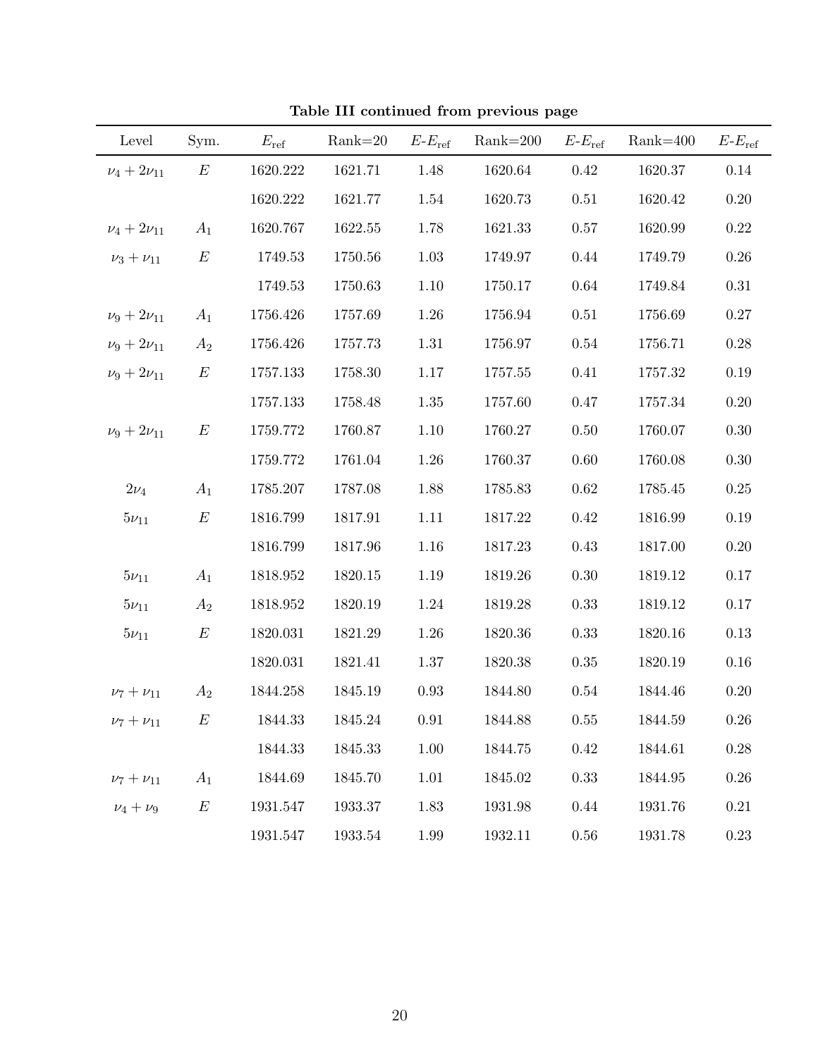**Table III continued from previous page**

| Level | Sym. | $E_{\text{ref}}$ | Rank=20 | $E$-$E_{\text{ref}}$ | Rank=200 | $E$-$E_{\text{ref}}$ | Rank=400 | $E$-$E_{\text{ref}}$ |
|---|---|---|---|---|---|---|---|---|
| $\nu_4 + 2\nu_{11}$ | $E$ | 1620.222 | 1621.71 | 1.48 | 1620.64 | 0.42 | 1620.37 | 0.14 |
| | | 1620.222 | 1621.77 | 1.54 | 1620.73 | 0.51 | 1620.42 | 0.20 |
| $\nu_4 + 2\nu_{11}$ | $A_1$ | 1620.767 | 1622.55 | 1.78 | 1621.33 | 0.57 | 1620.99 | 0.22 |
| $\nu_3 + \nu_{11}$ | $E$ | 1749.53 | 1750.56 | 1.03 | 1749.97 | 0.44 | 1749.79 | 0.26 |
| | | 1749.53 | 1750.63 | 1.10 | 1750.17 | 0.64 | 1749.84 | 0.31 |
| $\nu_9 + 2\nu_{11}$ | $A_1$ | 1756.426 | 1757.69 | 1.26 | 1756.94 | 0.51 | 1756.69 | 0.27 |
| $\nu_9 + 2\nu_{11}$ | $A_2$ | 1756.426 | 1757.73 | 1.31 | 1756.97 | 0.54 | 1756.71 | 0.28 |
| $\nu_9 + 2\nu_{11}$ | $E$ | 1757.133 | 1758.30 | 1.17 | 1757.55 | 0.41 | 1757.32 | 0.19 |
| | | 1757.133 | 1758.48 | 1.35 | 1757.60 | 0.47 | 1757.34 | 0.20 |
| $\nu_9 + 2\nu_{11}$ | $E$ | 1759.772 | 1760.87 | 1.10 | 1760.27 | 0.50 | 1760.07 | 0.30 |
| | | 1759.772 | 1761.04 | 1.26 | 1760.37 | 0.60 | 1760.08 | 0.30 |
| $2\nu_4$ | $A_1$ | 1785.207 | 1787.08 | 1.88 | 1785.83 | 0.62 | 1785.45 | 0.25 |
| $5\nu_{11}$ | $E$ | 1816.799 | 1817.91 | 1.11 | 1817.22 | 0.42 | 1816.99 | 0.19 |
| | | 1816.799 | 1817.96 | 1.16 | 1817.23 | 0.43 | 1817.00 | 0.20 |
| $5\nu_{11}$ | $A_1$ | 1818.952 | 1820.15 | 1.19 | 1819.26 | 0.30 | 1819.12 | 0.17 |
| $5\nu_{11}$ | $A_2$ | 1818.952 | 1820.19 | 1.24 | 1819.28 | 0.33 | 1819.12 | 0.17 |
| $5\nu_{11}$ | $E$ | 1820.031 | 1821.29 | 1.26 | 1820.36 | 0.33 | 1820.16 | 0.13 |
| | | 1820.031 | 1821.41 | 1.37 | 1820.38 | 0.35 | 1820.19 | 0.16 |
| $\nu_7 + \nu_{11}$ | $A_2$ | 1844.258 | 1845.19 | 0.93 | 1844.80 | 0.54 | 1844.46 | 0.20 |
| $\nu_7 + \nu_{11}$ | $E$ | 1844.33 | 1845.24 | 0.91 | 1844.88 | 0.55 | 1844.59 | 0.26 |
| | | 1844.33 | 1845.33 | 1.00 | 1844.75 | 0.42 | 1844.61 | 0.28 |
| $\nu_7 + \nu_{11}$ | $A_1$ | 1844.69 | 1845.70 | 1.01 | 1845.02 | 0.33 | 1844.95 | 0.26 |
| $\nu_4 + \nu_9$ | $E$ | 1931.547 | 1933.37 | 1.83 | 1931.98 | 0.44 | 1931.76 | 0.21 |
| | | 1931.547 | 1933.54 | 1.99 | 1932.11 | 0.56 | 1931.78 | 0.23 |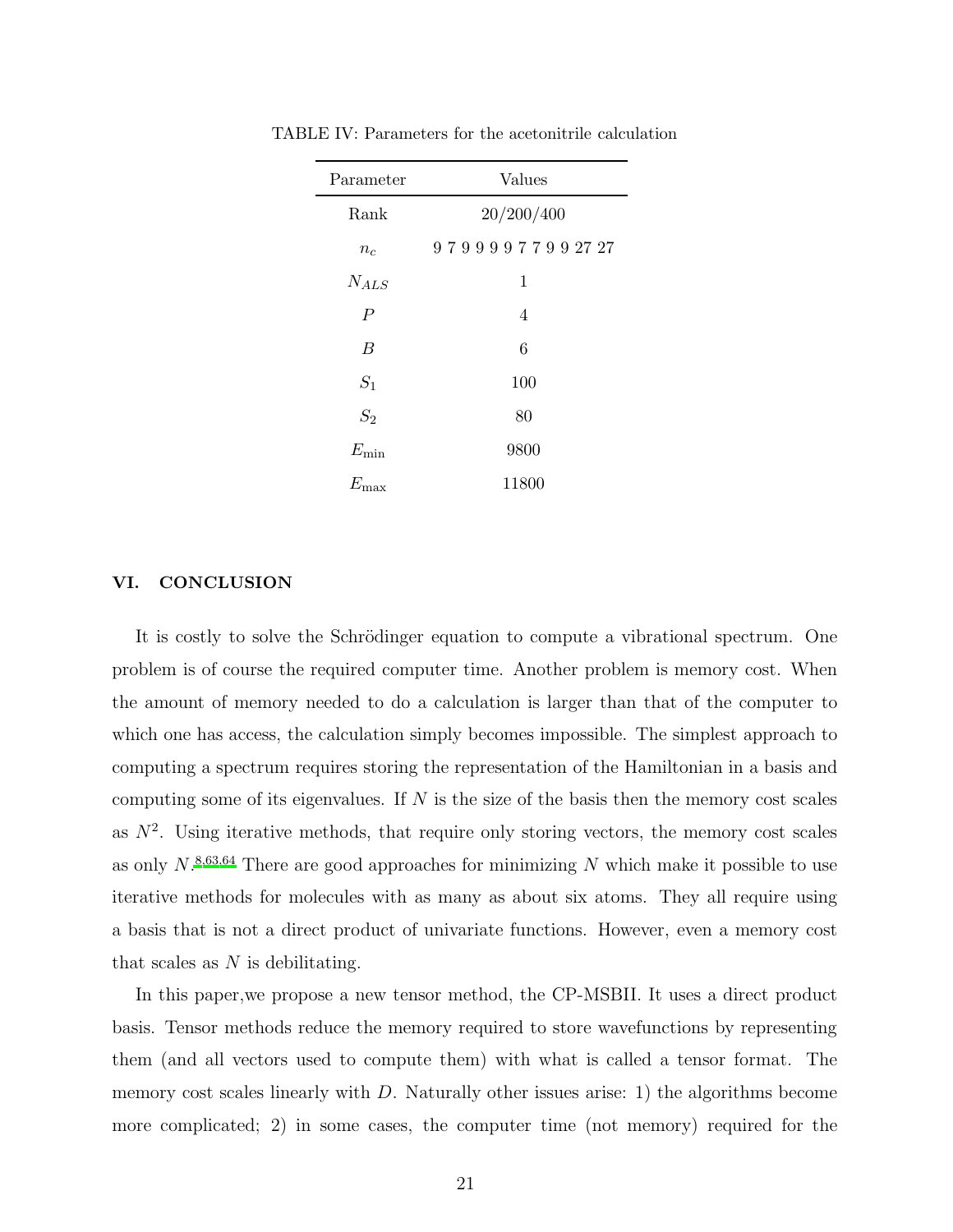TABLE IV: Parameters for the acetonitrile calculation

| Parameter | Values |
|---|---|
| Rank | 20/200/400 |
| $n_c$ | 9 7 9 9 9 9 7 7 9 9 27 27 |
| $N_{ALS}$ | 1 |
| $P$ | 4 |
| $B$ | 6 |
| $S_1$ | 100 |
| $S_2$ | 80 |
| $E_{\min}$ | 9800 |
| $E_{\max}$ | 11800 |

## VI. CONCLUSION

It is costly to solve the Schrödinger equation to compute a vibrational spectrum. One problem is of course the required computer time. Another problem is memory cost. When the amount of memory needed to do a calculation is larger than that of the computer to which one has access, the calculation simply becomes impossible. The simplest approach to computing a spectrum requires storing the representation of the Hamiltonian in a basis and computing some of its eigenvalues. If $N$ is the size of the basis then the memory cost scales as $N^2$. Using iterative methods, that require only storing vectors, the memory cost scales as only $N$.[8,63,64] There are good approaches for minimizing $N$ which make it possible to use iterative methods for molecules with as many as about six atoms. They all require using a basis that is not a direct product of univariate functions. However, even a memory cost that scales as $N$ is debilitating.

In this paper,we propose a new tensor method, the CP-MSBII. It uses a direct product basis. Tensor methods reduce the memory required to store wavefunctions by representing them (and all vectors used to compute them) with what is called a tensor format. The memory cost scales linearly with $D$. Naturally other issues arise: 1) the algorithms become more complicated; 2) in some cases, the computer time (not memory) required for the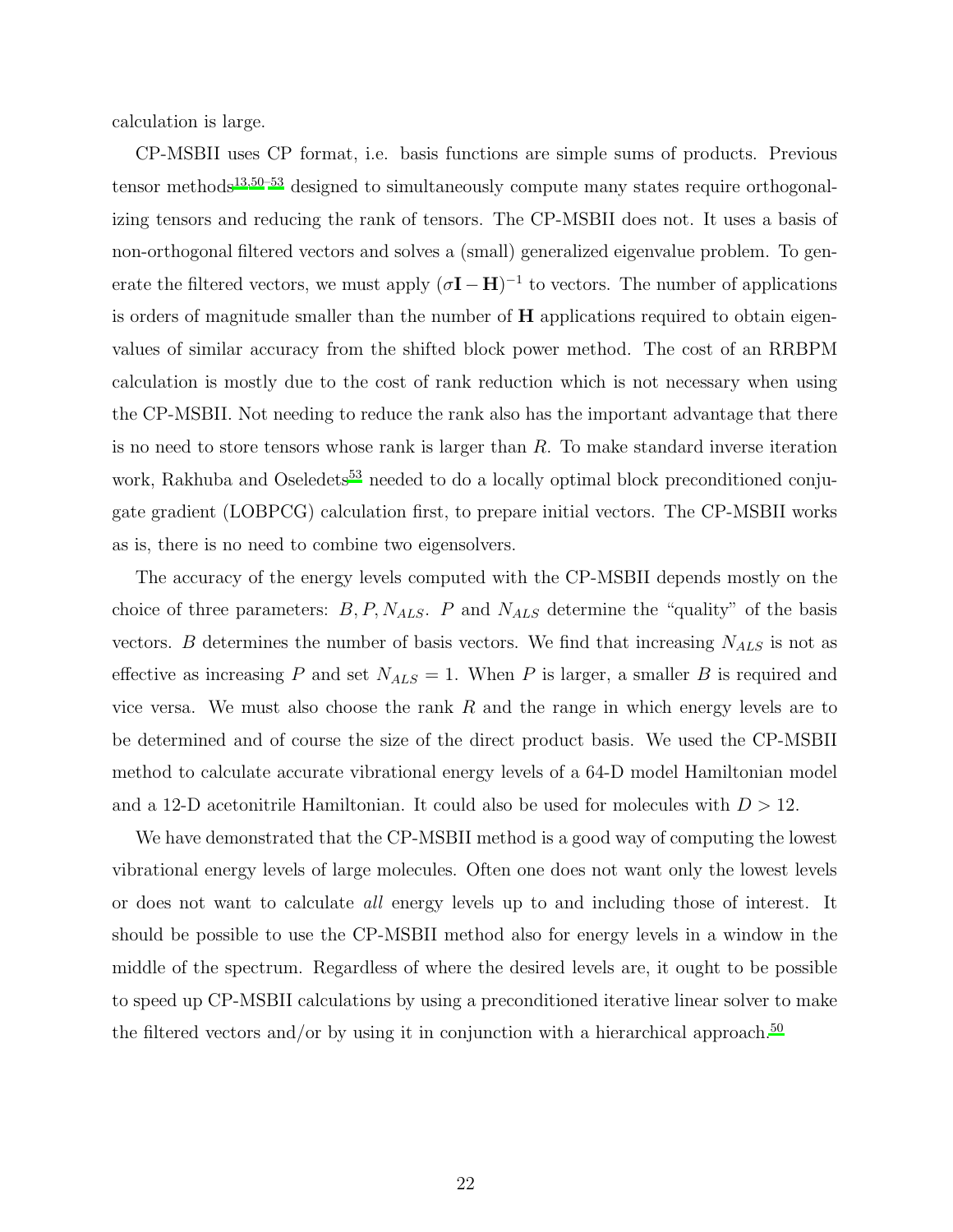calculation is large.

CP-MSBII uses CP format, i.e. basis functions are simple sums of products. Previous tensor methods[13,50–53] designed to simultaneously compute many states require orthogonalizing tensors and reducing the rank of tensors. The CP-MSBII does not. It uses a basis of non-orthogonal filtered vectors and solves a (small) generalized eigenvalue problem. To generate the filtered vectors, we must apply $(\sigma \mathbf{I} - \mathbf{H})^{-1}$ to vectors. The number of applications is orders of magnitude smaller than the number of $\mathbf{H}$ applications required to obtain eigenvalues of similar accuracy from the shifted block power method. The cost of an RRBPM calculation is mostly due to the cost of rank reduction which is not necessary when using the CP-MSBII. Not needing to reduce the rank also has the important advantage that there is no need to store tensors whose rank is larger than $R$. To make standard inverse iteration work, Rakhuba and Oseledets[53] needed to do a locally optimal block preconditioned conjugate gradient (LOBPCG) calculation first, to prepare initial vectors. The CP-MSBII works as is, there is no need to combine two eigensolvers.

The accuracy of the energy levels computed with the CP-MSBII depends mostly on the choice of three parameters: $B, P, N_{ALS}$. $P$ and $N_{ALS}$ determine the "quality" of the basis vectors. $B$ determines the number of basis vectors. We find that increasing $N_{ALS}$ is not as effective as increasing $P$ and set $N_{ALS} = 1$. When $P$ is larger, a smaller $B$ is required and vice versa. We must also choose the rank $R$ and the range in which energy levels are to be determined and of course the size of the direct product basis. We used the CP-MSBII method to calculate accurate vibrational energy levels of a 64-D model Hamiltonian model and a 12-D acetonitrile Hamiltonian. It could also be used for molecules with $D > 12$.

We have demonstrated that the CP-MSBII method is a good way of computing the lowest vibrational energy levels of large molecules. Often one does not want only the lowest levels or does not want to calculate *all* energy levels up to and including those of interest. It should be possible to use the CP-MSBII method also for energy levels in a window in the middle of the spectrum. Regardless of where the desired levels are, it ought to be possible to speed up CP-MSBII calculations by using a preconditioned iterative linear solver to make the filtered vectors and/or by using it in conjunction with a hierarchical approach.[50]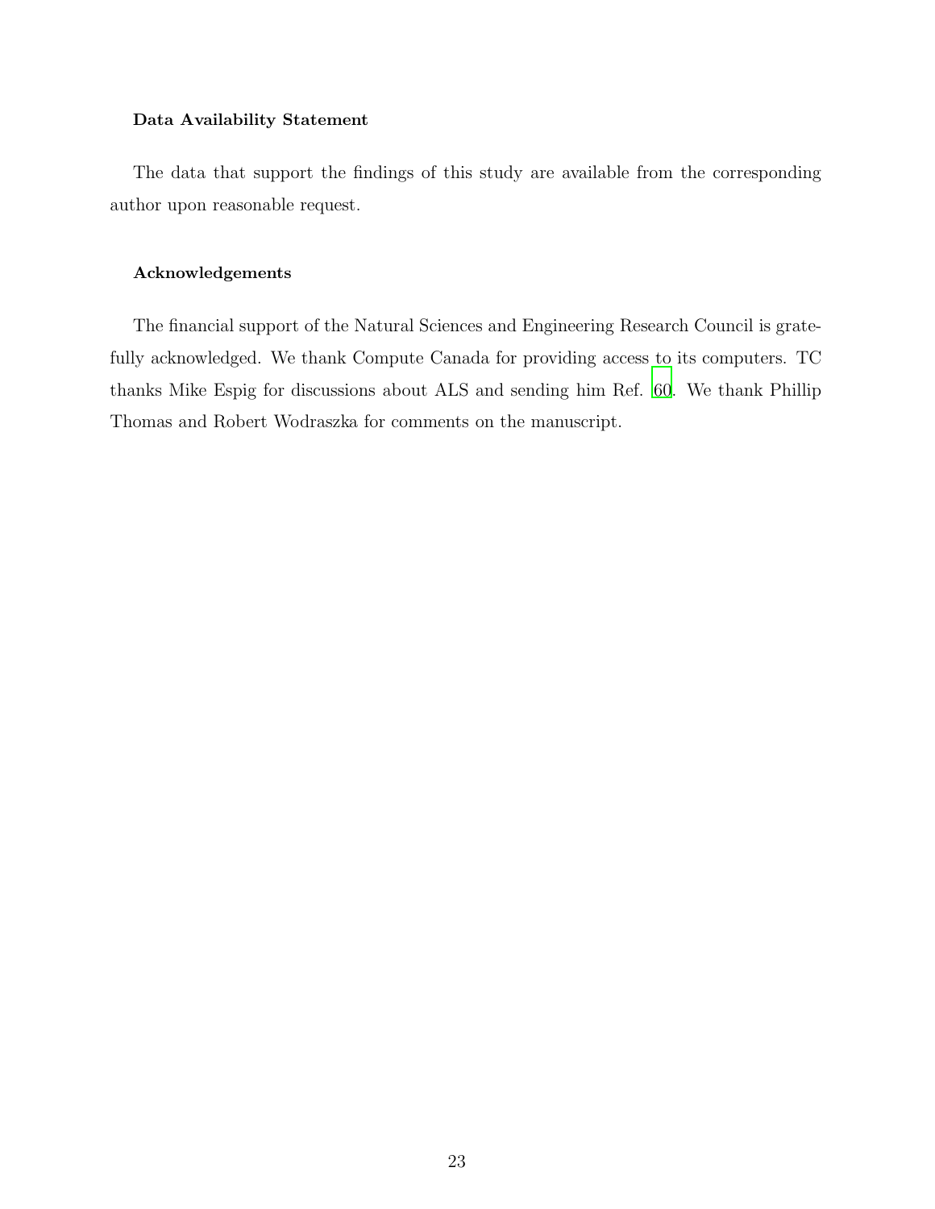### Data Availability Statement

The data that support the findings of this study are available from the corresponding author upon reasonable request.

### Acknowledgements

The financial support of the Natural Sciences and Engineering Research Council is gratefully acknowledged. We thank Compute Canada for providing access to its computers. TC thanks Mike Espig for discussions about ALS and sending him Ref. 60. We thank Phillip Thomas and Robert Wodraszka for comments on the manuscript.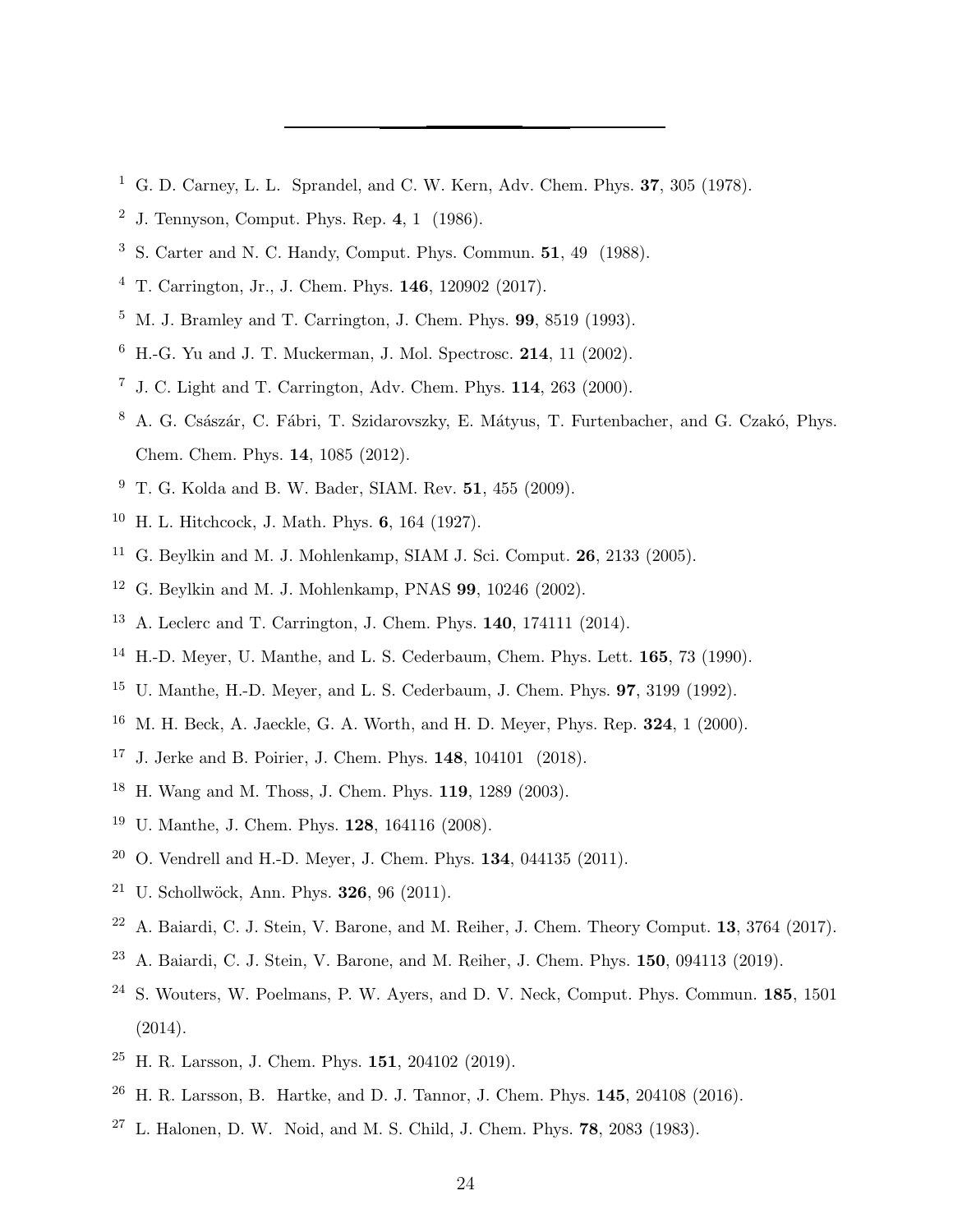---

[1] G. D. Carney, L. L. Sprandel, and C. W. Kern, Adv. Chem. Phys. **37**, 305 (1978).

[2] J. Tennyson, Comput. Phys. Rep. **4**, 1 (1986).

[3] S. Carter and N. C. Handy, Comput. Phys. Commun. **51**, 49 (1988).

[4] T. Carrington, Jr., J. Chem. Phys. **146**, 120902 (2017).

[5] M. J. Bramley and T. Carrington, J. Chem. Phys. **99**, 8519 (1993).

[6] H.-G. Yu and J. T. Muckerman, J. Mol. Spectrosc. **214**, 11 (2002).

[7] J. C. Light and T. Carrington, Adv. Chem. Phys. **114**, 263 (2000).

[8] A. G. Császár, C. Fábri, T. Szidarovszky, E. Mátyus, T. Furtenbacher, and G. Czakó, Phys. Chem. Chem. Phys. **14**, 1085 (2012).

[9] T. G. Kolda and B. W. Bader, SIAM. Rev. **51**, 455 (2009).

[10] H. L. Hitchcock, J. Math. Phys. **6**, 164 (1927).

[11] G. Beylkin and M. J. Mohlenkamp, SIAM J. Sci. Comput. **26**, 2133 (2005).

[12] G. Beylkin and M. J. Mohlenkamp, PNAS **99**, 10246 (2002).

[13] A. Leclerc and T. Carrington, J. Chem. Phys. **140**, 174111 (2014).

[14] H.-D. Meyer, U. Manthe, and L. S. Cederbaum, Chem. Phys. Lett. **165**, 73 (1990).

[15] U. Manthe, H.-D. Meyer, and L. S. Cederbaum, J. Chem. Phys. **97**, 3199 (1992).

[16] M. H. Beck, A. Jaeckle, G. A. Worth, and H. D. Meyer, Phys. Rep. **324**, 1 (2000).

[17] J. Jerke and B. Poirier, J. Chem. Phys. **148**, 104101 (2018).

[18] H. Wang and M. Thoss, J. Chem. Phys. **119**, 1289 (2003).

[19] U. Manthe, J. Chem. Phys. **128**, 164116 (2008).

[20] O. Vendrell and H.-D. Meyer, J. Chem. Phys. **134**, 044135 (2011).

[21] U. Schollwöck, Ann. Phys. **326**, 96 (2011).

[22] A. Baiardi, C. J. Stein, V. Barone, and M. Reiher, J. Chem. Theory Comput. **13**, 3764 (2017).

[23] A. Baiardi, C. J. Stein, V. Barone, and M. Reiher, J. Chem. Phys. **150**, 094113 (2019).

[24] S. Wouters, W. Poelmans, P. W. Ayers, and D. V. Neck, Comput. Phys. Commun. **185**, 1501 (2014).

[25] H. R. Larsson, J. Chem. Phys. **151**, 204102 (2019).

[26] H. R. Larsson, B. Hartke, and D. J. Tannor, J. Chem. Phys. **145**, 204108 (2016).

[27] L. Halonen, D. W. Noid, and M. S. Child, J. Chem. Phys. **78**, 2083 (1983).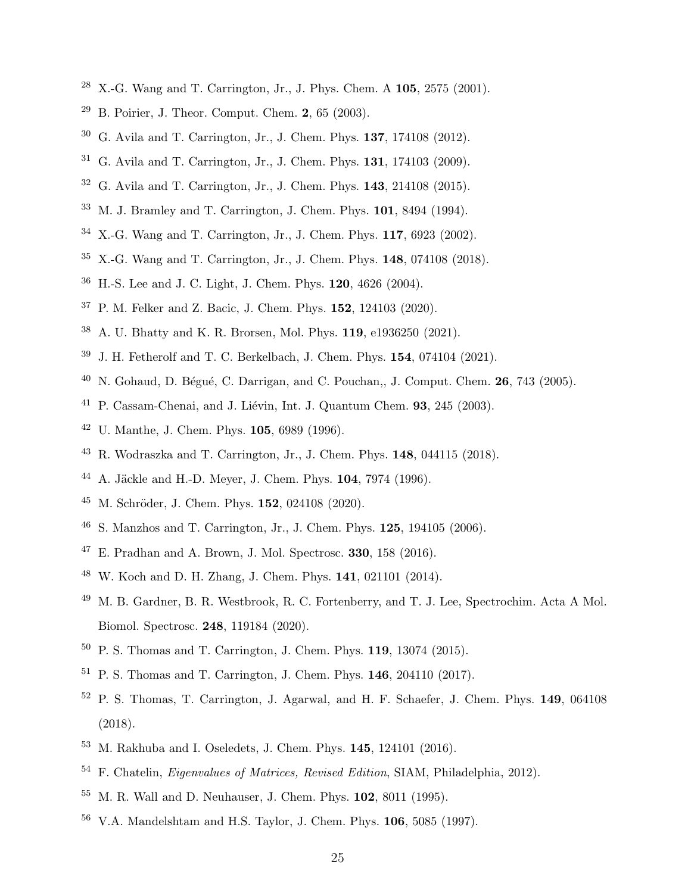[28] X.-G. Wang and T. Carrington, Jr., J. Phys. Chem. A **105**, 2575 (2001).

[29] B. Poirier, J. Theor. Comput. Chem. **2**, 65 (2003).

[30] G. Avila and T. Carrington, Jr., J. Chem. Phys. **137**, 174108 (2012).

[31] G. Avila and T. Carrington, Jr., J. Chem. Phys. **131**, 174103 (2009).

[32] G. Avila and T. Carrington, Jr., J. Chem. Phys. **143**, 214108 (2015).

[33] M. J. Bramley and T. Carrington, J. Chem. Phys. **101**, 8494 (1994).

[34] X.-G. Wang and T. Carrington, Jr., J. Chem. Phys. **117**, 6923 (2002).

[35] X.-G. Wang and T. Carrington, Jr., J. Chem. Phys. **148**, 074108 (2018).

[36] H.-S. Lee and J. C. Light, J. Chem. Phys. **120**, 4626 (2004).

[37] P. M. Felker and Z. Bacic, J. Chem. Phys. **152**, 124103 (2020).

[38] A. U. Bhatty and K. R. Brorsen, Mol. Phys. **119**, e1936250 (2021).

[39] J. H. Fetherolf and T. C. Berkelbach, J. Chem. Phys. **154**, 074104 (2021).

[40] N. Gohaud, D. Bégué, C. Darrigan, and C. Pouchan,, J. Comput. Chem. **26**, 743 (2005).

[41] P. Cassam-Chenai, and J. Liévin, Int. J. Quantum Chem. **93**, 245 (2003).

[42] U. Manthe, J. Chem. Phys. **105**, 6989 (1996).

[43] R. Wodraszka and T. Carrington, Jr., J. Chem. Phys. **148**, 044115 (2018).

[44] A. Jäckle and H.-D. Meyer, J. Chem. Phys. **104**, 7974 (1996).

[45] M. Schröder, J. Chem. Phys. **152**, 024108 (2020).

[46] S. Manzhos and T. Carrington, Jr., J. Chem. Phys. **125**, 194105 (2006).

[47] E. Pradhan and A. Brown, J. Mol. Spectrosc. **330**, 158 (2016).

[48] W. Koch and D. H. Zhang, J. Chem. Phys. **141**, 021101 (2014).

[49] M. B. Gardner, B. R. Westbrook, R. C. Fortenberry, and T. J. Lee, Spectrochim. Acta A Mol. Biomol. Spectrosc. **248**, 119184 (2020).

[50] P. S. Thomas and T. Carrington, J. Chem. Phys. **119**, 13074 (2015).

[51] P. S. Thomas and T. Carrington, J. Chem. Phys. **146**, 204110 (2017).

[52] P. S. Thomas, T. Carrington, J. Agarwal, and H. F. Schaefer, J. Chem. Phys. **149**, 064108 (2018).

[53] M. Rakhuba and I. Oseledets, J. Chem. Phys. **145**, 124101 (2016).

[54] F. Chatelin, *Eigenvalues of Matrices, Revised Edition*, SIAM, Philadelphia, 2012).

[55] M. R. Wall and D. Neuhauser, J. Chem. Phys. **102**, 8011 (1995).

[56] V.A. Mandelshtam and H.S. Taylor, J. Chem. Phys. **106**, 5085 (1997).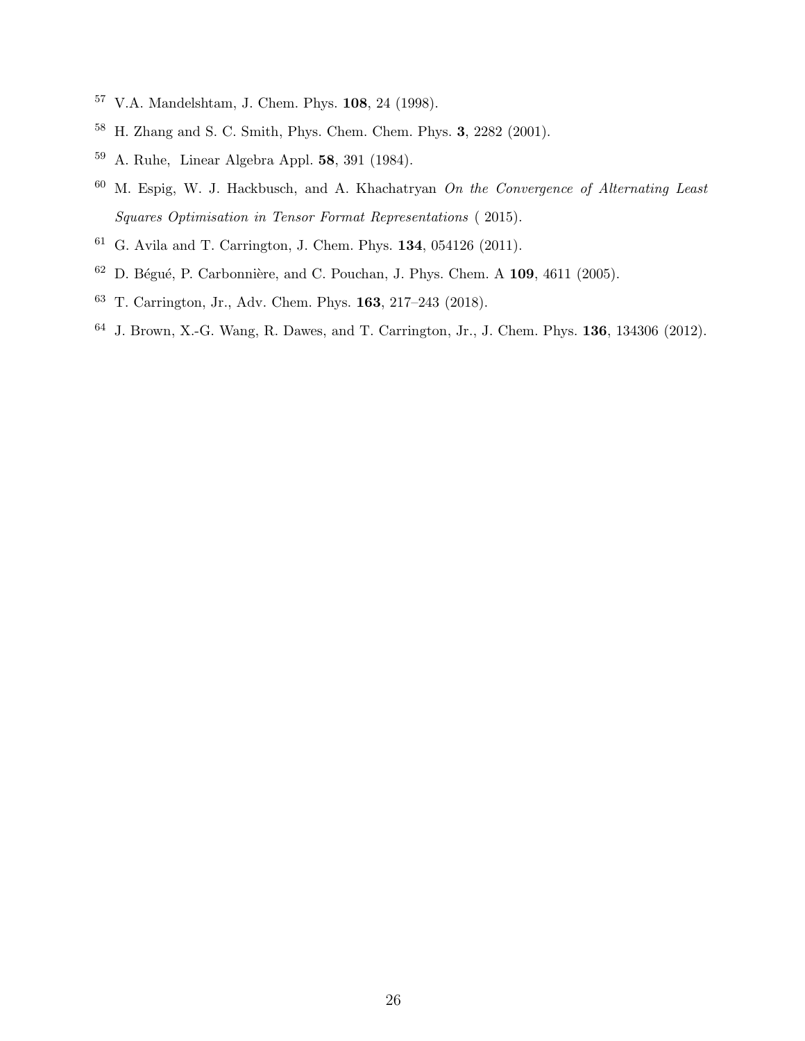[57] V.A. Mandelshtam, J. Chem. Phys. **108**, 24 (1998).

[58] H. Zhang and S. C. Smith, Phys. Chem. Chem. Phys. **3**, 2282 (2001).

[59] A. Ruhe, Linear Algebra Appl. **58**, 391 (1984).

[60] M. Espig, W. J. Hackbusch, and A. Khachatryan *On the Convergence of Alternating Least Squares Optimisation in Tensor Format Representations* ( 2015).

[61] G. Avila and T. Carrington, J. Chem. Phys. **134**, 054126 (2011).

[62] D. Bégué, P. Carbonnière, and C. Pouchan, J. Phys. Chem. A **109**, 4611 (2005).

[63] T. Carrington, Jr., Adv. Chem. Phys. **163**, 217–243 (2018).

[64] J. Brown, X.-G. Wang, R. Dawes, and T. Carrington, Jr., J. Chem. Phys. **136**, 134306 (2012).